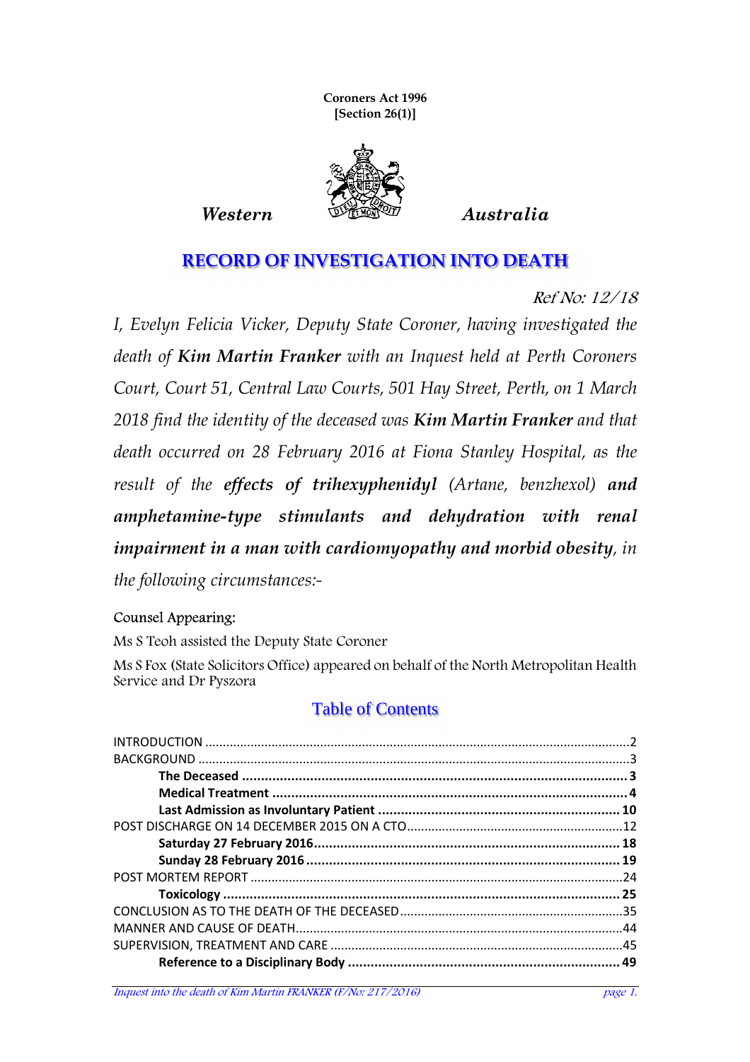**Coroners Act 1996**
**[Section 26(1)]**

*Western* *Australia*

# RECORD OF INVESTIGATION INTO DEATH

*Ref No: 12/18*

*I, Evelyn Felicia Vicker, Deputy State Coroner, having investigated the death of **Kim Martin Franker** with an Inquest held at Perth Coroners Court, Court 51, Central Law Courts, 501 Hay Street, Perth, on 1 March 2018 find the identity of the deceased was **Kim Martin Franker** and that death occurred on 28 February 2016 at Fiona Stanley Hospital, as the result of the **effects of trihexyphenidyl** (Artane, benzhexol) **and amphetamine-type stimulants and dehydration with renal impairment in a man with cardiomyopathy and morbid obesity**, in the following circumstances:-*

Counsel Appearing:

Ms S Teoh assisted the Deputy State Coroner

Ms S Fox (State Solicitors Office) appeared on behalf of the North Metropolitan Health Service and Dr Pyszora

## Table of Contents

- INTRODUCTION .......... 2
- BACKGROUND .......... 3
  - **The Deceased** .......... 3
  - **Medical Treatment** .......... 4
  - **Last Admission as Involuntary Patient** .......... 10
- POST DISCHARGE ON 14 DECEMBER 2015 ON A CTO .......... 12
  - **Saturday 27 February 2016** .......... 18
  - **Sunday 28 February 2016** .......... 19
- POST MORTEM REPORT .......... 24
  - **Toxicology** .......... 25
- CONCLUSION AS TO THE DEATH OF THE DECEASED .......... 35
- MANNER AND CAUSE OF DEATH .......... 44
- SUPERVISION, TREATMENT AND CARE .......... 45
  - **Reference to a Disciplinary Body** .......... 49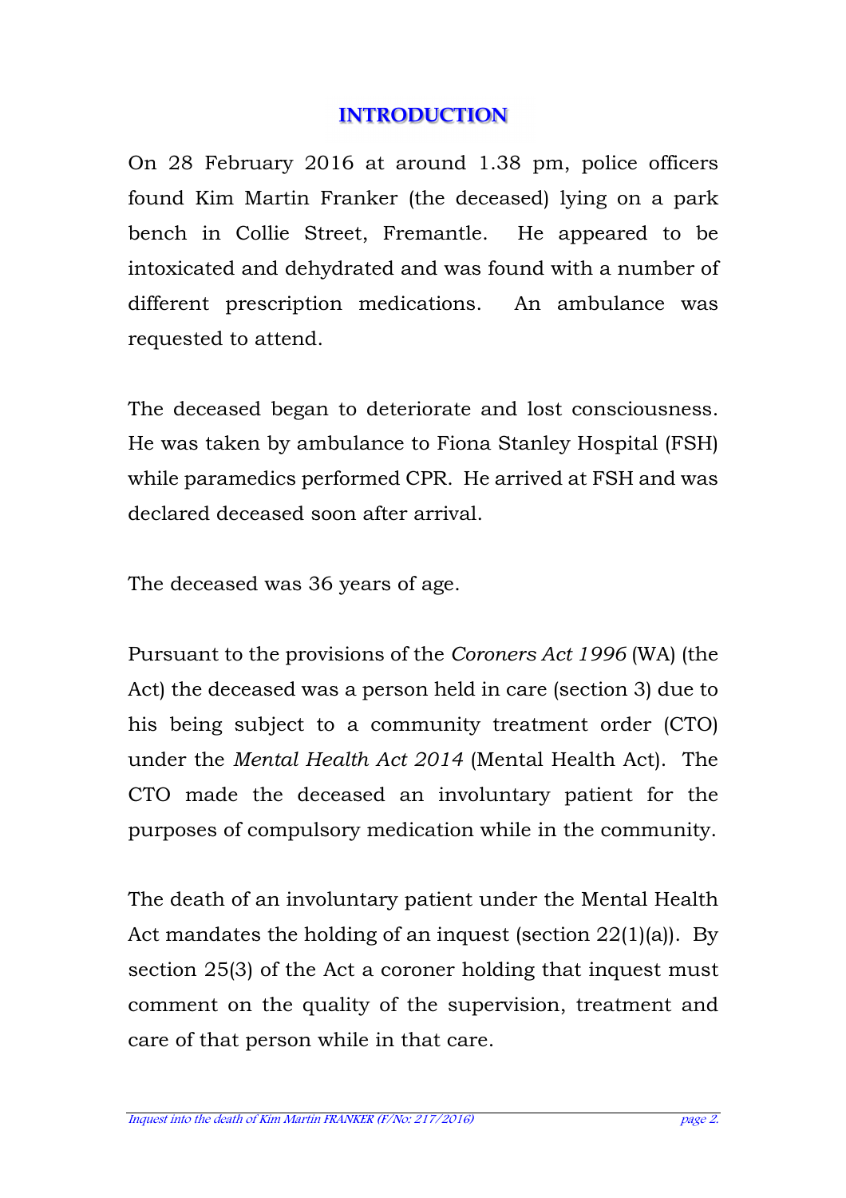# INTRODUCTION

On 28 February 2016 at around 1.38 pm, police officers found Kim Martin Franker (the deceased) lying on a park bench in Collie Street, Fremantle. He appeared to be intoxicated and dehydrated and was found with a number of different prescription medications. An ambulance was requested to attend.

The deceased began to deteriorate and lost consciousness. He was taken by ambulance to Fiona Stanley Hospital (FSH) while paramedics performed CPR. He arrived at FSH and was declared deceased soon after arrival.

The deceased was 36 years of age.

Pursuant to the provisions of the *Coroners Act 1996* (WA) (the Act) the deceased was a person held in care (section 3) due to his being subject to a community treatment order (CTO) under the *Mental Health Act 2014* (Mental Health Act). The CTO made the deceased an involuntary patient for the purposes of compulsory medication while in the community.

The death of an involuntary patient under the Mental Health Act mandates the holding of an inquest (section 22(1)(a)). By section 25(3) of the Act a coroner holding that inquest must comment on the quality of the supervision, treatment and care of that person while in that care.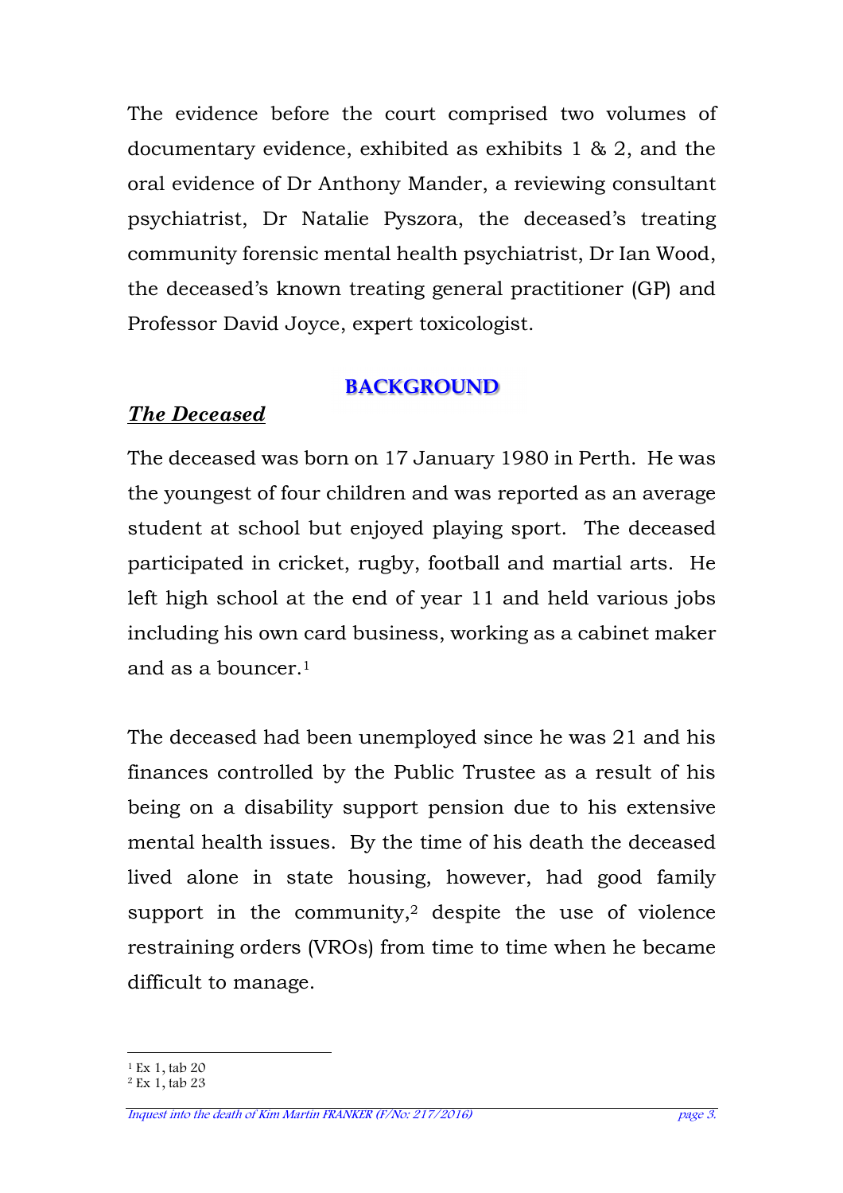The evidence before the court comprised two volumes of documentary evidence, exhibited as exhibits 1 & 2, and the oral evidence of Dr Anthony Mander, a reviewing consultant psychiatrist, Dr Natalie Pyszora, the deceased's treating community forensic mental health psychiatrist, Dr Ian Wood, the deceased's known treating general practitioner (GP) and Professor David Joyce, expert toxicologist.

## BACKGROUND

### ***The Deceased***

The deceased was born on 17 January 1980 in Perth. He was the youngest of four children and was reported as an average student at school but enjoyed playing sport. The deceased participated in cricket, rugby, football and martial arts. He left high school at the end of year 11 and held various jobs including his own card business, working as a cabinet maker and as a bouncer.[1]

The deceased had been unemployed since he was 21 and his finances controlled by the Public Trustee as a result of his being on a disability support pension due to his extensive mental health issues. By the time of his death the deceased lived alone in state housing, however, had good family support in the community,[2] despite the use of violence restraining orders (VROs) from time to time when he became difficult to manage.

[1] Ex 1, tab 20
[2] Ex 1, tab 23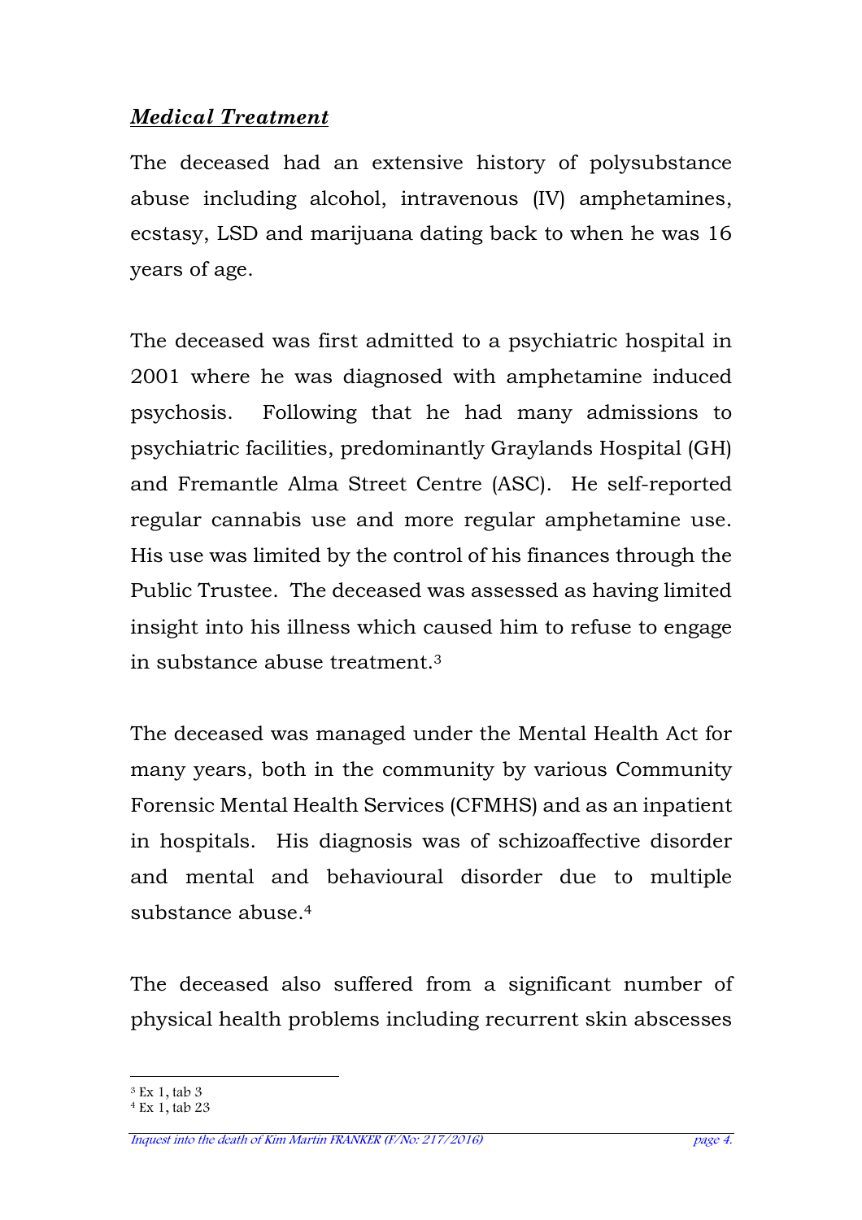***Medical Treatment***

The deceased had an extensive history of polysubstance abuse including alcohol, intravenous (IV) amphetamines, ecstasy, LSD and marijuana dating back to when he was 16 years of age.

The deceased was first admitted to a psychiatric hospital in 2001 where he was diagnosed with amphetamine induced psychosis. Following that he had many admissions to psychiatric facilities, predominantly Graylands Hospital (GH) and Fremantle Alma Street Centre (ASC). He self-reported regular cannabis use and more regular amphetamine use. His use was limited by the control of his finances through the Public Trustee. The deceased was assessed as having limited insight into his illness which caused him to refuse to engage in substance abuse treatment.[3]

The deceased was managed under the Mental Health Act for many years, both in the community by various Community Forensic Mental Health Services (CFMHS) and as an inpatient in hospitals. His diagnosis was of schizoaffective disorder and mental and behavioural disorder due to multiple substance abuse.[4]

The deceased also suffered from a significant number of physical health problems including recurrent skin abscesses

[3] Ex 1, tab 3
[4] Ex 1, tab 23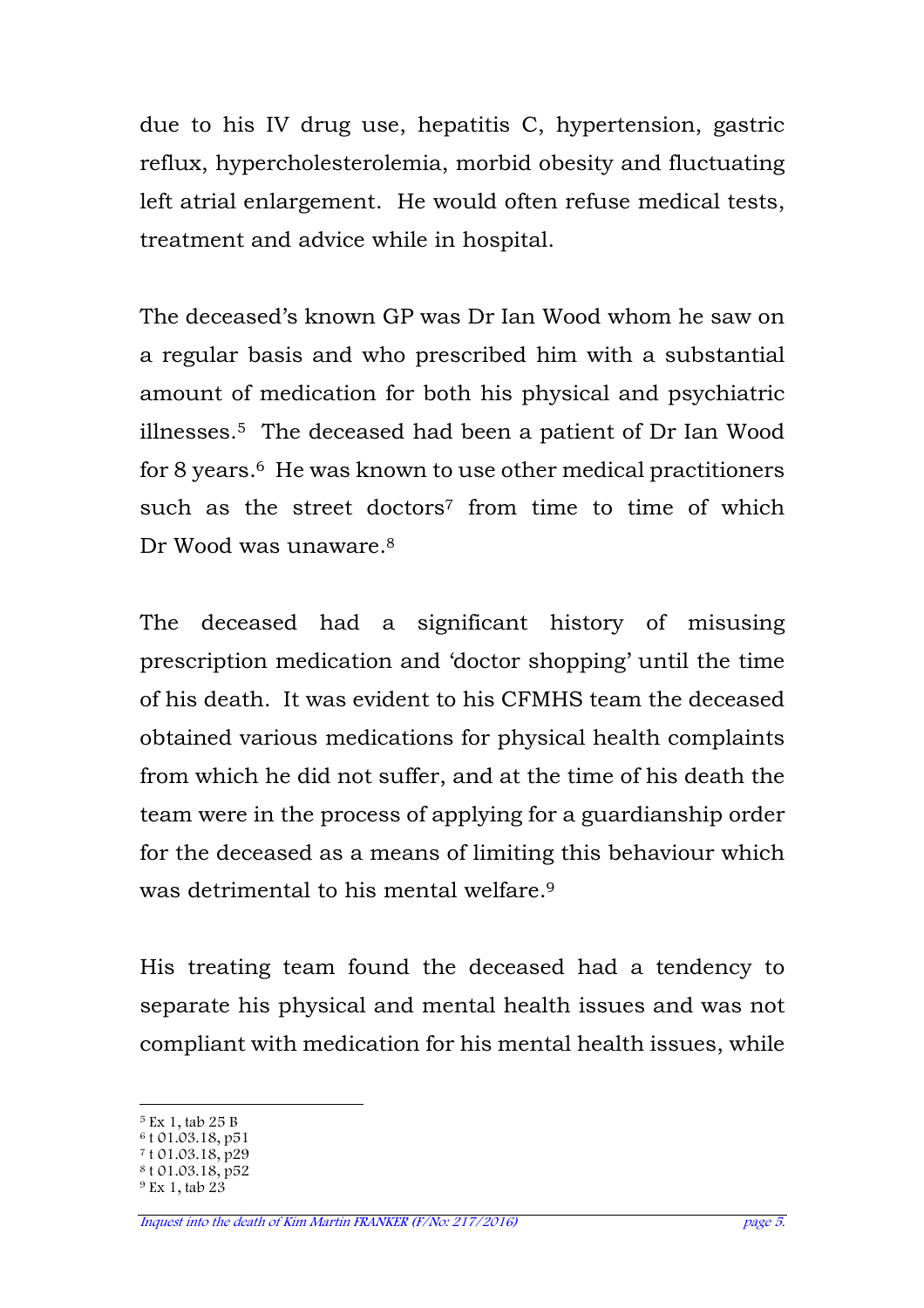due to his IV drug use, hepatitis C, hypertension, gastric reflux, hypercholesterolemia, morbid obesity and fluctuating left atrial enlargement. He would often refuse medical tests, treatment and advice while in hospital.

The deceased's known GP was Dr Ian Wood whom he saw on a regular basis and who prescribed him with a substantial amount of medication for both his physical and psychiatric illnesses.[5] The deceased had been a patient of Dr Ian Wood for 8 years.[6] He was known to use other medical practitioners such as the street doctors[7] from time to time of which Dr Wood was unaware.[8]

The deceased had a significant history of misusing prescription medication and 'doctor shopping' until the time of his death. It was evident to his CFMHS team the deceased obtained various medications for physical health complaints from which he did not suffer, and at the time of his death the team were in the process of applying for a guardianship order for the deceased as a means of limiting this behaviour which was detrimental to his mental welfare.[9]

His treating team found the deceased had a tendency to separate his physical and mental health issues and was not compliant with medication for his mental health issues, while

---

[5] Ex 1, tab 25 B
[6] t 01.03.18, p51
[7] t 01.03.18, p29
[8] t 01.03.18, p52
[9] Ex 1, tab 23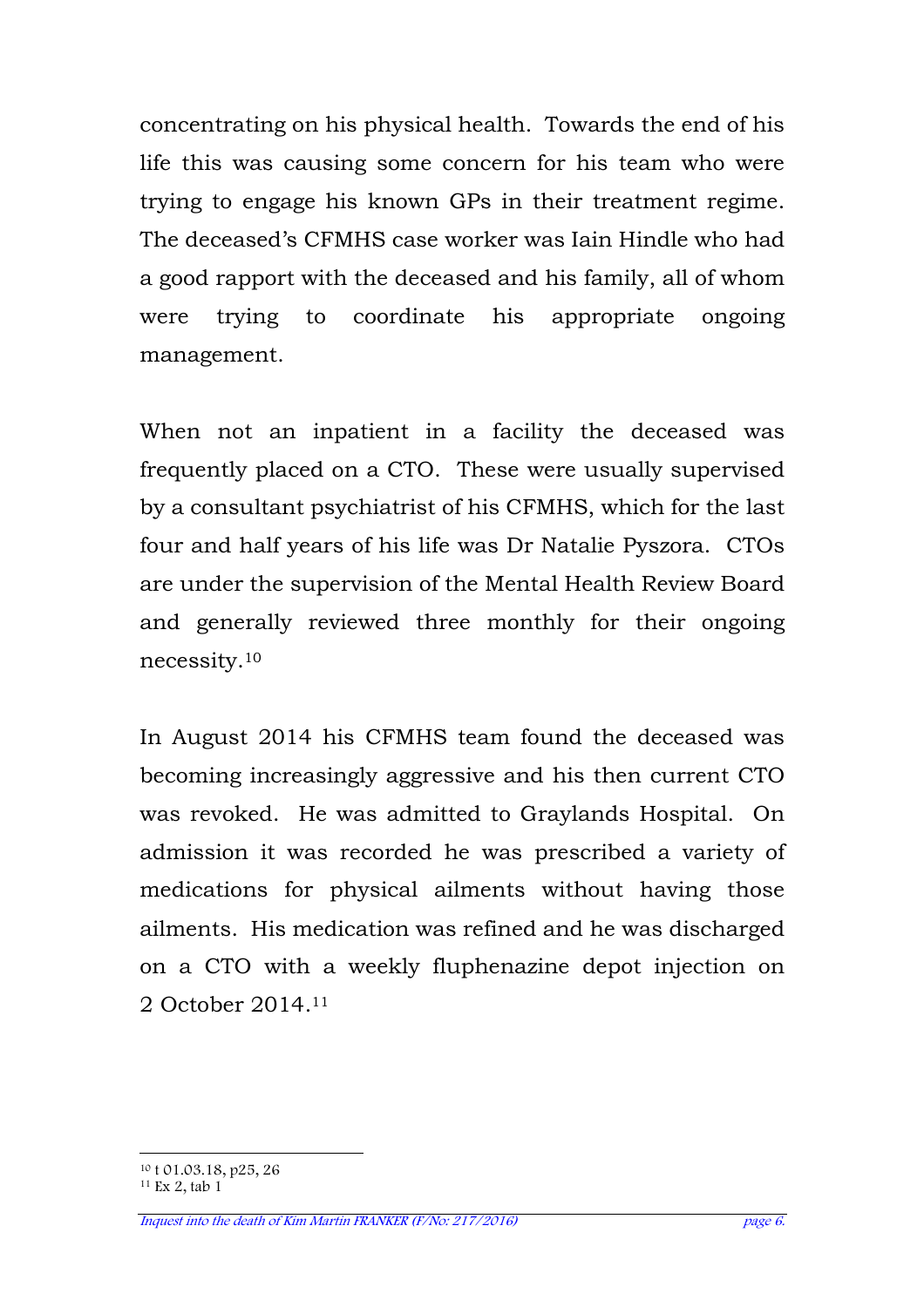concentrating on his physical health. Towards the end of his life this was causing some concern for his team who were trying to engage his known GPs in their treatment regime. The deceased's CFMHS case worker was Iain Hindle who had a good rapport with the deceased and his family, all of whom were trying to coordinate his appropriate ongoing management.

When not an inpatient in a facility the deceased was frequently placed on a CTO. These were usually supervised by a consultant psychiatrist of his CFMHS, which for the last four and half years of his life was Dr Natalie Pyszora. CTOs are under the supervision of the Mental Health Review Board and generally reviewed three monthly for their ongoing necessity.[10]

In August 2014 his CFMHS team found the deceased was becoming increasingly aggressive and his then current CTO was revoked. He was admitted to Graylands Hospital. On admission it was recorded he was prescribed a variety of medications for physical ailments without having those ailments. His medication was refined and he was discharged on a CTO with a weekly fluphenazine depot injection on 2 October 2014.[11]

---

[10] t 01.03.18, p25, 26

[11] Ex 2, tab 1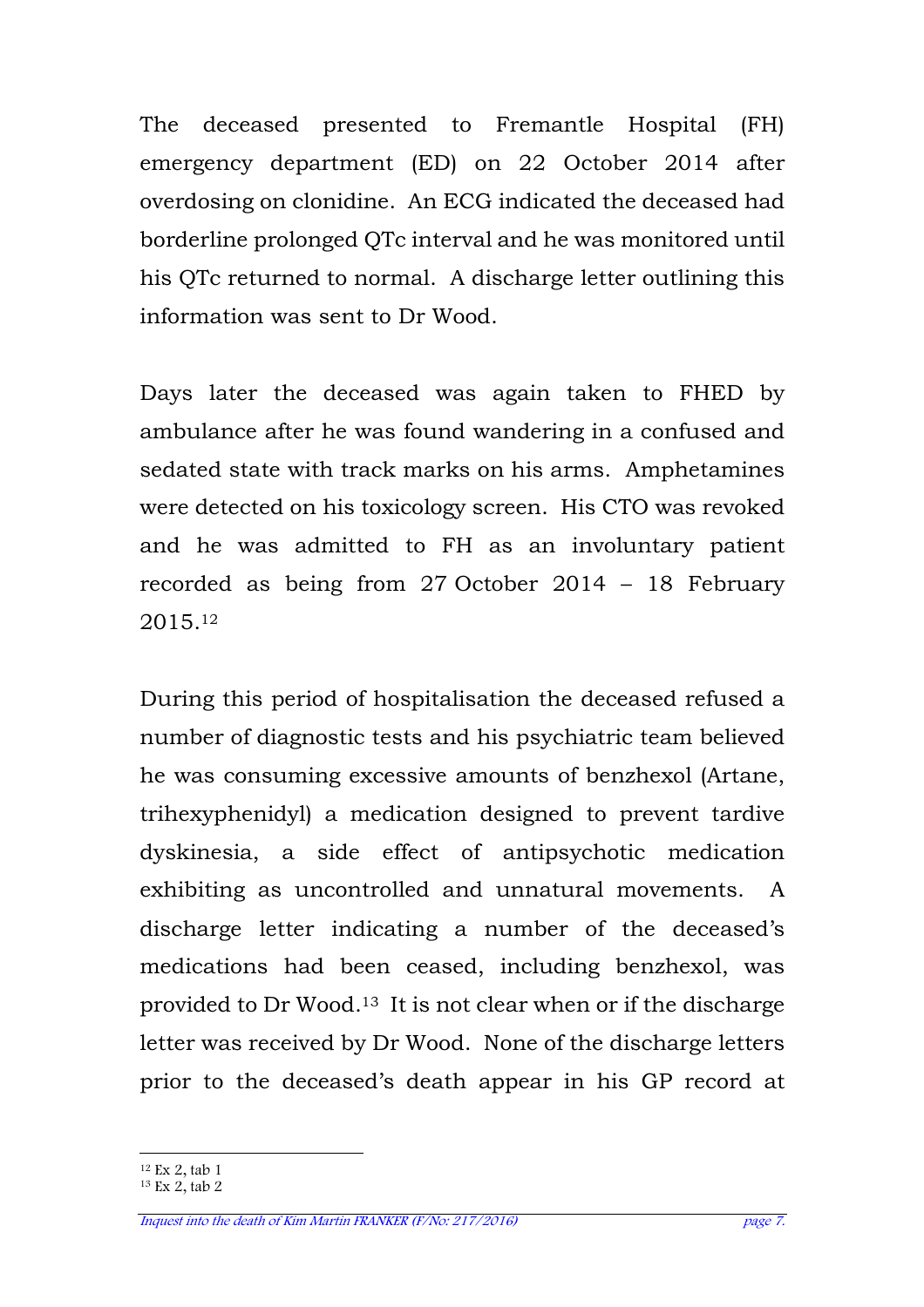The deceased presented to Fremantle Hospital (FH) emergency department (ED) on 22 October 2014 after overdosing on clonidine. An ECG indicated the deceased had borderline prolonged QTc interval and he was monitored until his QTc returned to normal. A discharge letter outlining this information was sent to Dr Wood.

Days later the deceased was again taken to FHED by ambulance after he was found wandering in a confused and sedated state with track marks on his arms. Amphetamines were detected on his toxicology screen. His CTO was revoked and he was admitted to FH as an involuntary patient recorded as being from 27 October 2014 – 18 February 2015.[12]

During this period of hospitalisation the deceased refused a number of diagnostic tests and his psychiatric team believed he was consuming excessive amounts of benzhexol (Artane, trihexyphenidyl) a medication designed to prevent tardive dyskinesia, a side effect of antipsychotic medication exhibiting as uncontrolled and unnatural movements. A discharge letter indicating a number of the deceased's medications had been ceased, including benzhexol, was provided to Dr Wood.[13] It is not clear when or if the discharge letter was received by Dr Wood. None of the discharge letters prior to the deceased's death appear in his GP record at

[12] Ex 2, tab 1
[13] Ex 2, tab 2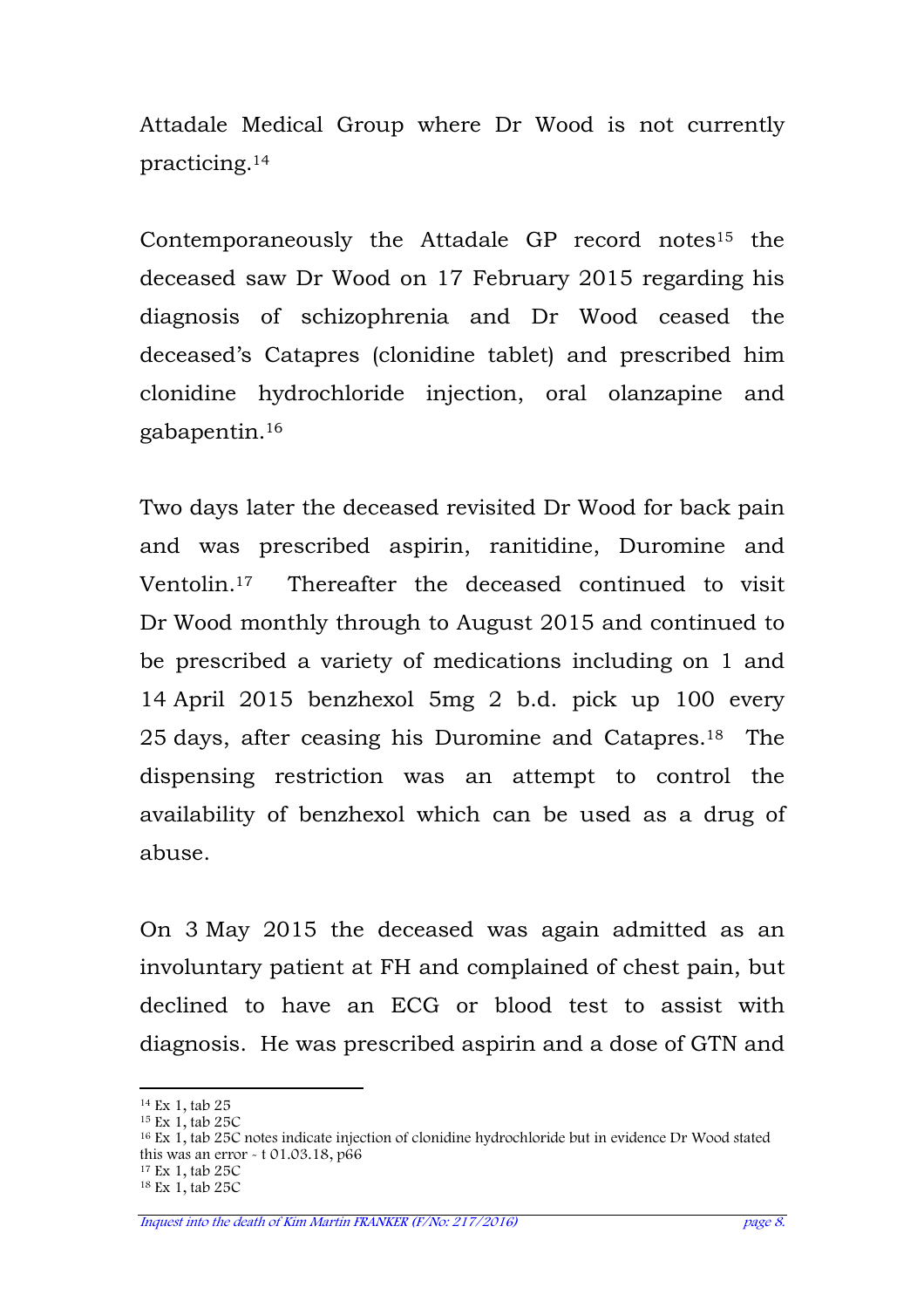Attadale Medical Group where Dr Wood is not currently practicing.[14]

Contemporaneously the Attadale GP record notes[15] the deceased saw Dr Wood on 17 February 2015 regarding his diagnosis of schizophrenia and Dr Wood ceased the deceased's Catapres (clonidine tablet) and prescribed him clonidine hydrochloride injection, oral olanzapine and gabapentin.[16]

Two days later the deceased revisited Dr Wood for back pain and was prescribed aspirin, ranitidine, Duromine and Ventolin.[17] Thereafter the deceased continued to visit Dr Wood monthly through to August 2015 and continued to be prescribed a variety of medications including on 1 and 14 April 2015 benzhexol 5mg 2 b.d. pick up 100 every 25 days, after ceasing his Duromine and Catapres.[18] The dispensing restriction was an attempt to control the availability of benzhexol which can be used as a drug of abuse.

On 3 May 2015 the deceased was again admitted as an involuntary patient at FH and complained of chest pain, but declined to have an ECG or blood test to assist with diagnosis. He was prescribed aspirin and a dose of GTN and

---

[14] Ex 1, tab 25
[15] Ex 1, tab 25C
[16] Ex 1, tab 25C notes indicate injection of clonidine hydrochloride but in evidence Dr Wood stated this was an error - t 01.03.18, p66
[17] Ex 1, tab 25C
[18] Ex 1, tab 25C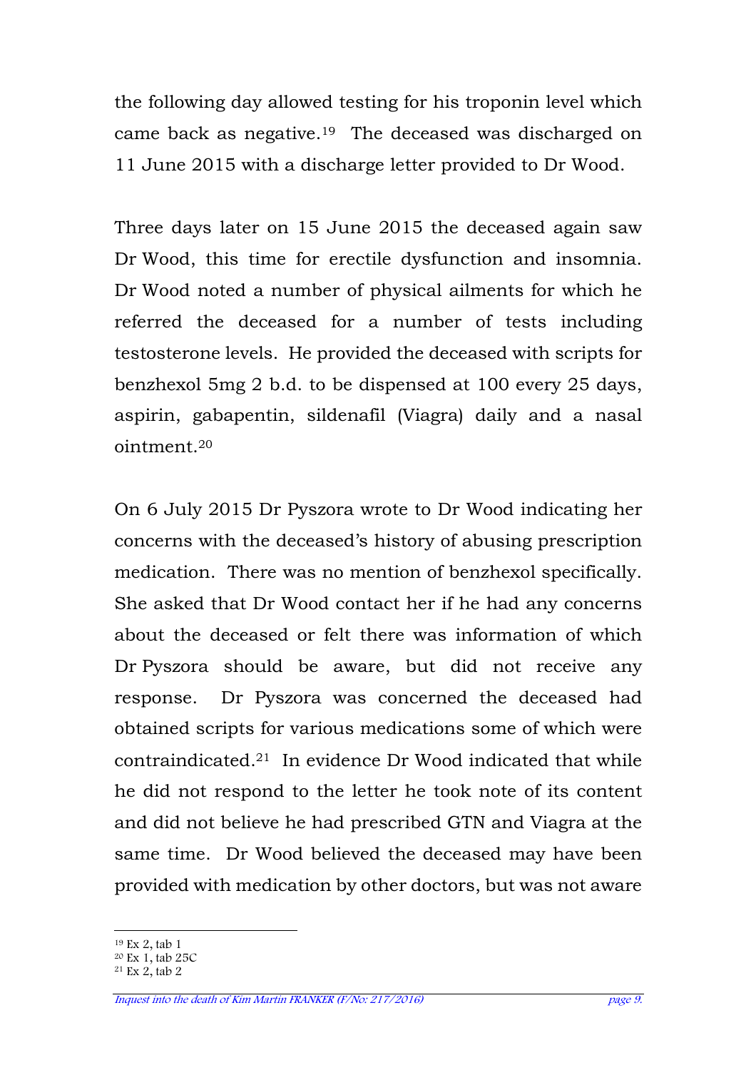the following day allowed testing for his troponin level which came back as negative.[19] The deceased was discharged on 11 June 2015 with a discharge letter provided to Dr Wood.

Three days later on 15 June 2015 the deceased again saw Dr Wood, this time for erectile dysfunction and insomnia. Dr Wood noted a number of physical ailments for which he referred the deceased for a number of tests including testosterone levels. He provided the deceased with scripts for benzhexol 5mg 2 b.d. to be dispensed at 100 every 25 days, aspirin, gabapentin, sildenafil (Viagra) daily and a nasal ointment.[20]

On 6 July 2015 Dr Pyszora wrote to Dr Wood indicating her concerns with the deceased's history of abusing prescription medication. There was no mention of benzhexol specifically. She asked that Dr Wood contact her if he had any concerns about the deceased or felt there was information of which Dr Pyszora should be aware, but did not receive any response. Dr Pyszora was concerned the deceased had obtained scripts for various medications some of which were contraindicated.[21] In evidence Dr Wood indicated that while he did not respond to the letter he took note of its content and did not believe he had prescribed GTN and Viagra at the same time. Dr Wood believed the deceased may have been provided with medication by other doctors, but was not aware

[19] Ex 2, tab 1
[20] Ex 1, tab 25C
[21] Ex 2, tab 2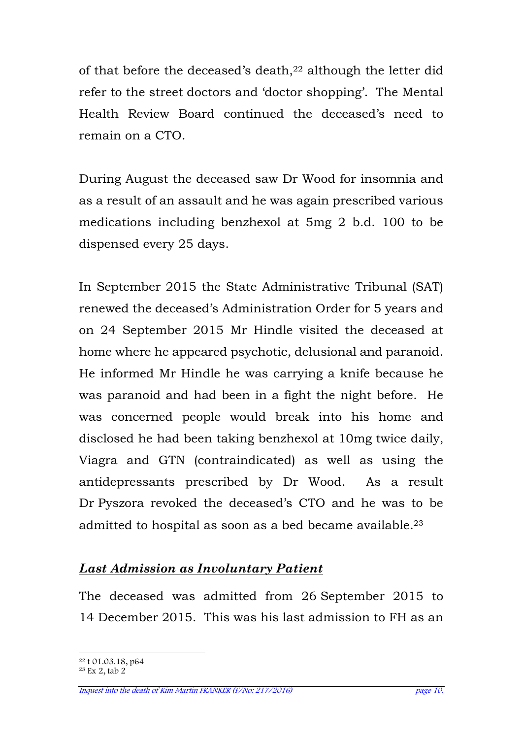of that before the deceased's death,[22] although the letter did refer to the street doctors and 'doctor shopping'. The Mental Health Review Board continued the deceased's need to remain on a CTO.

During August the deceased saw Dr Wood for insomnia and as a result of an assault and he was again prescribed various medications including benzhexol at 5mg 2 b.d. 100 to be dispensed every 25 days.

In September 2015 the State Administrative Tribunal (SAT) renewed the deceased's Administration Order for 5 years and on 24 September 2015 Mr Hindle visited the deceased at home where he appeared psychotic, delusional and paranoid. He informed Mr Hindle he was carrying a knife because he was paranoid and had been in a fight the night before. He was concerned people would break into his home and disclosed he had been taking benzhexol at 10mg twice daily, Viagra and GTN (contraindicated) as well as using the antidepressants prescribed by Dr Wood. As a result Dr Pyszora revoked the deceased's CTO and he was to be admitted to hospital as soon as a bed became available.[23]

***Last Admission as Involuntary Patient***

The deceased was admitted from 26 September 2015 to 14 December 2015. This was his last admission to FH as an

[22] t 01.03.18, p64
[23] Ex 2, tab 2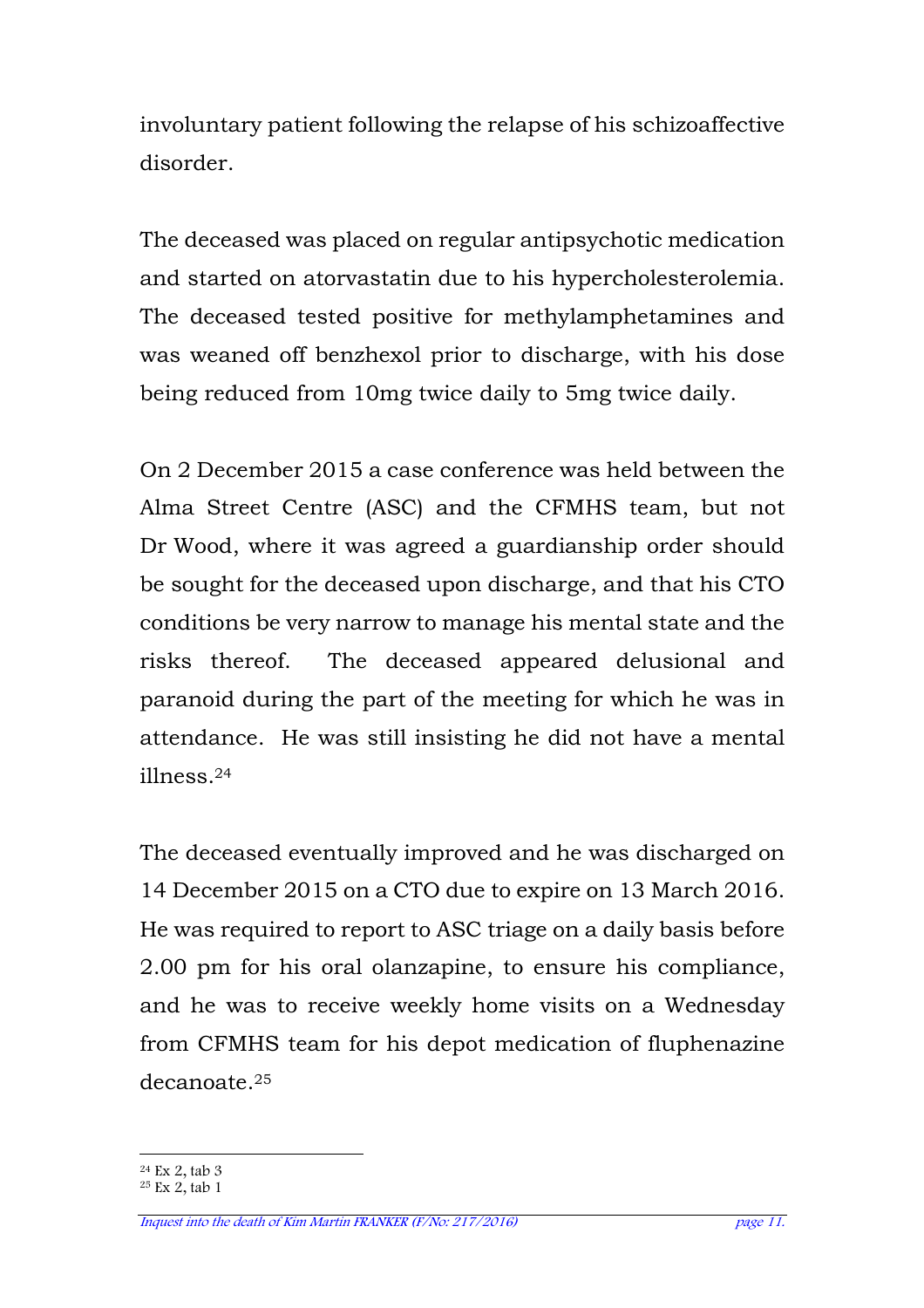involuntary patient following the relapse of his schizoaffective disorder.

The deceased was placed on regular antipsychotic medication and started on atorvastatin due to his hypercholesterolemia. The deceased tested positive for methylamphetamines and was weaned off benzhexol prior to discharge, with his dose being reduced from 10mg twice daily to 5mg twice daily.

On 2 December 2015 a case conference was held between the Alma Street Centre (ASC) and the CFMHS team, but not Dr Wood, where it was agreed a guardianship order should be sought for the deceased upon discharge, and that his CTO conditions be very narrow to manage his mental state and the risks thereof. The deceased appeared delusional and paranoid during the part of the meeting for which he was in attendance. He was still insisting he did not have a mental illness.[24]

The deceased eventually improved and he was discharged on 14 December 2015 on a CTO due to expire on 13 March 2016. He was required to report to ASC triage on a daily basis before 2.00 pm for his oral olanzapine, to ensure his compliance, and he was to receive weekly home visits on a Wednesday from CFMHS team for his depot medication of fluphenazine decanoate.[25]

[24] Ex 2, tab 3

[25] Ex 2, tab 1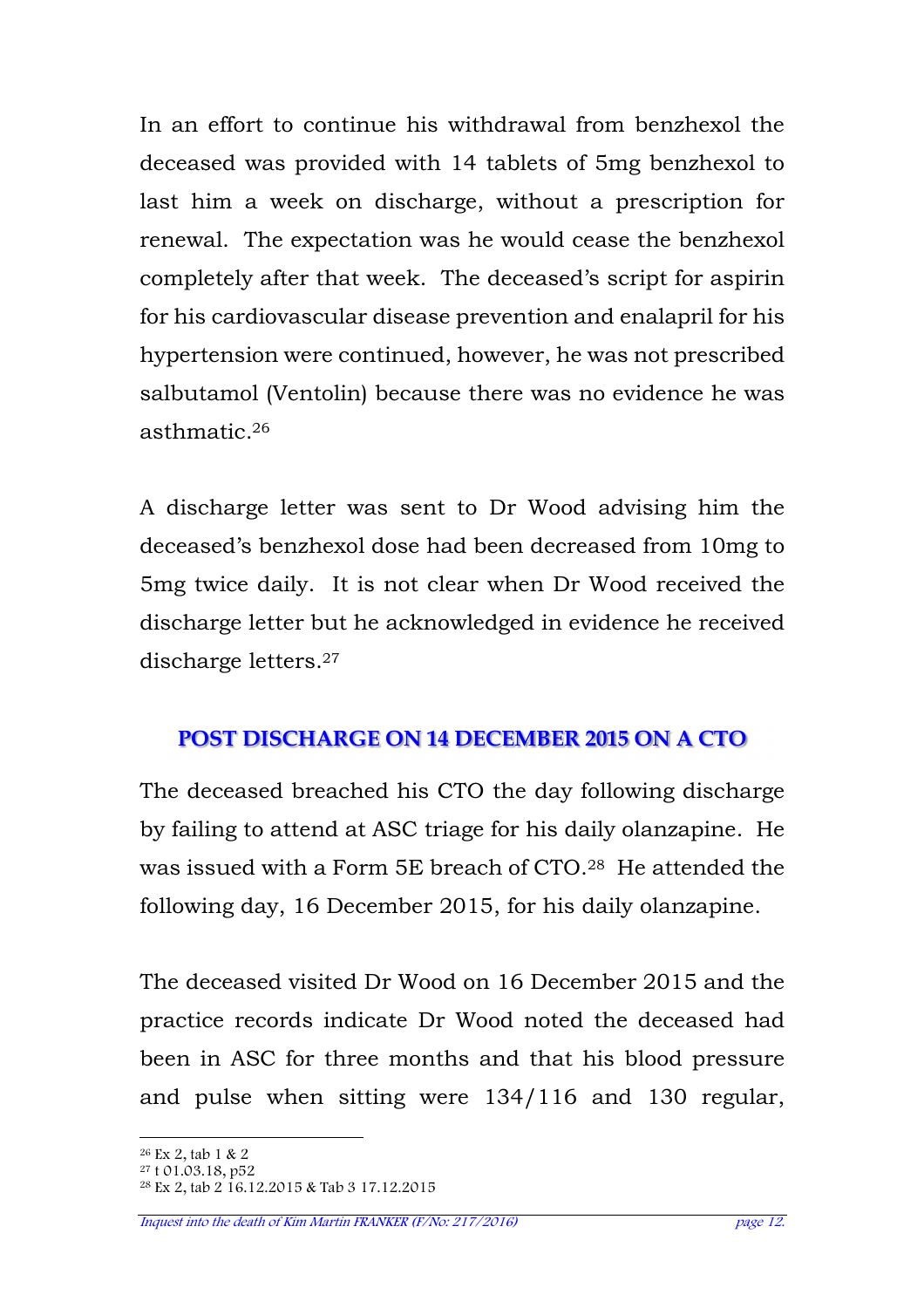In an effort to continue his withdrawal from benzhexol the deceased was provided with 14 tablets of 5mg benzhexol to last him a week on discharge, without a prescription for renewal. The expectation was he would cease the benzhexol completely after that week. The deceased's script for aspirin for his cardiovascular disease prevention and enalapril for his hypertension were continued, however, he was not prescribed salbutamol (Ventolin) because there was no evidence he was asthmatic.[26]

A discharge letter was sent to Dr Wood advising him the deceased's benzhexol dose had been decreased from 10mg to 5mg twice daily. It is not clear when Dr Wood received the discharge letter but he acknowledged in evidence he received discharge letters.[27]

## POST DISCHARGE ON 14 DECEMBER 2015 ON A CTO

The deceased breached his CTO the day following discharge by failing to attend at ASC triage for his daily olanzapine. He was issued with a Form 5E breach of CTO.[28] He attended the following day, 16 December 2015, for his daily olanzapine.

The deceased visited Dr Wood on 16 December 2015 and the practice records indicate Dr Wood noted the deceased had been in ASC for three months and that his blood pressure and pulse when sitting were 134/116 and 130 regular,

---

[26] Ex 2, tab 1 & 2
[27] t 01.03.18, p52
[28] Ex 2, tab 2 16.12.2015 & Tab 3 17.12.2015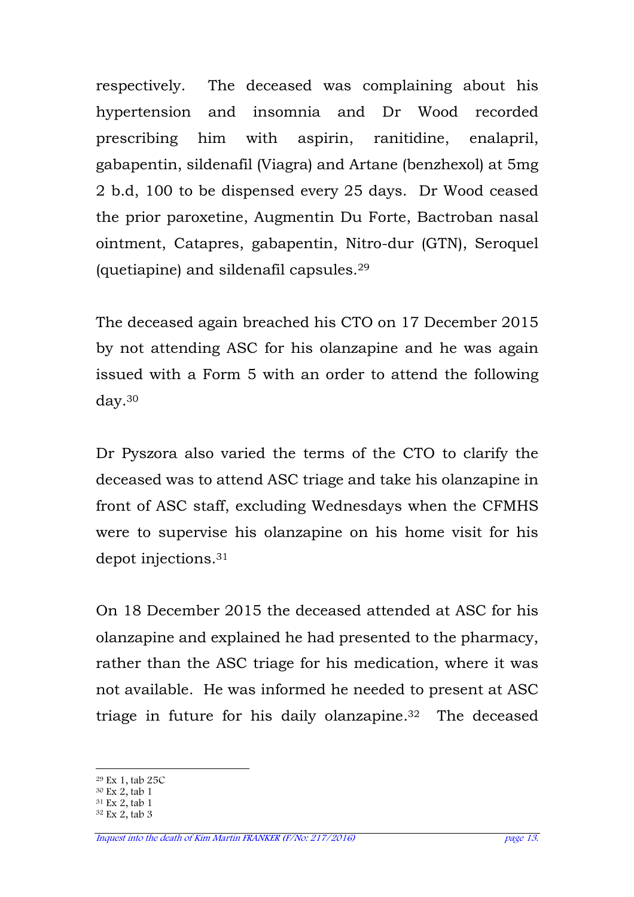respectively. The deceased was complaining about his hypertension and insomnia and Dr Wood recorded prescribing him with aspirin, ranitidine, enalapril, gabapentin, sildenafil (Viagra) and Artane (benzhexol) at 5mg 2 b.d, 100 to be dispensed every 25 days. Dr Wood ceased the prior paroxetine, Augmentin Du Forte, Bactroban nasal ointment, Catapres, gabapentin, Nitro-dur (GTN), Seroquel (quetiapine) and sildenafil capsules.[29]

The deceased again breached his CTO on 17 December 2015 by not attending ASC for his olanzapine and he was again issued with a Form 5 with an order to attend the following day.[30]

Dr Pyszora also varied the terms of the CTO to clarify the deceased was to attend ASC triage and take his olanzapine in front of ASC staff, excluding Wednesdays when the CFMHS were to supervise his olanzapine on his home visit for his depot injections.[31]

On 18 December 2015 the deceased attended at ASC for his olanzapine and explained he had presented to the pharmacy, rather than the ASC triage for his medication, where it was not available. He was informed he needed to present at ASC triage in future for his daily olanzapine.[32] The deceased

[29] Ex 1, tab 25C
[30] Ex 2, tab 1
[31] Ex 2, tab 1
[32] Ex 2, tab 3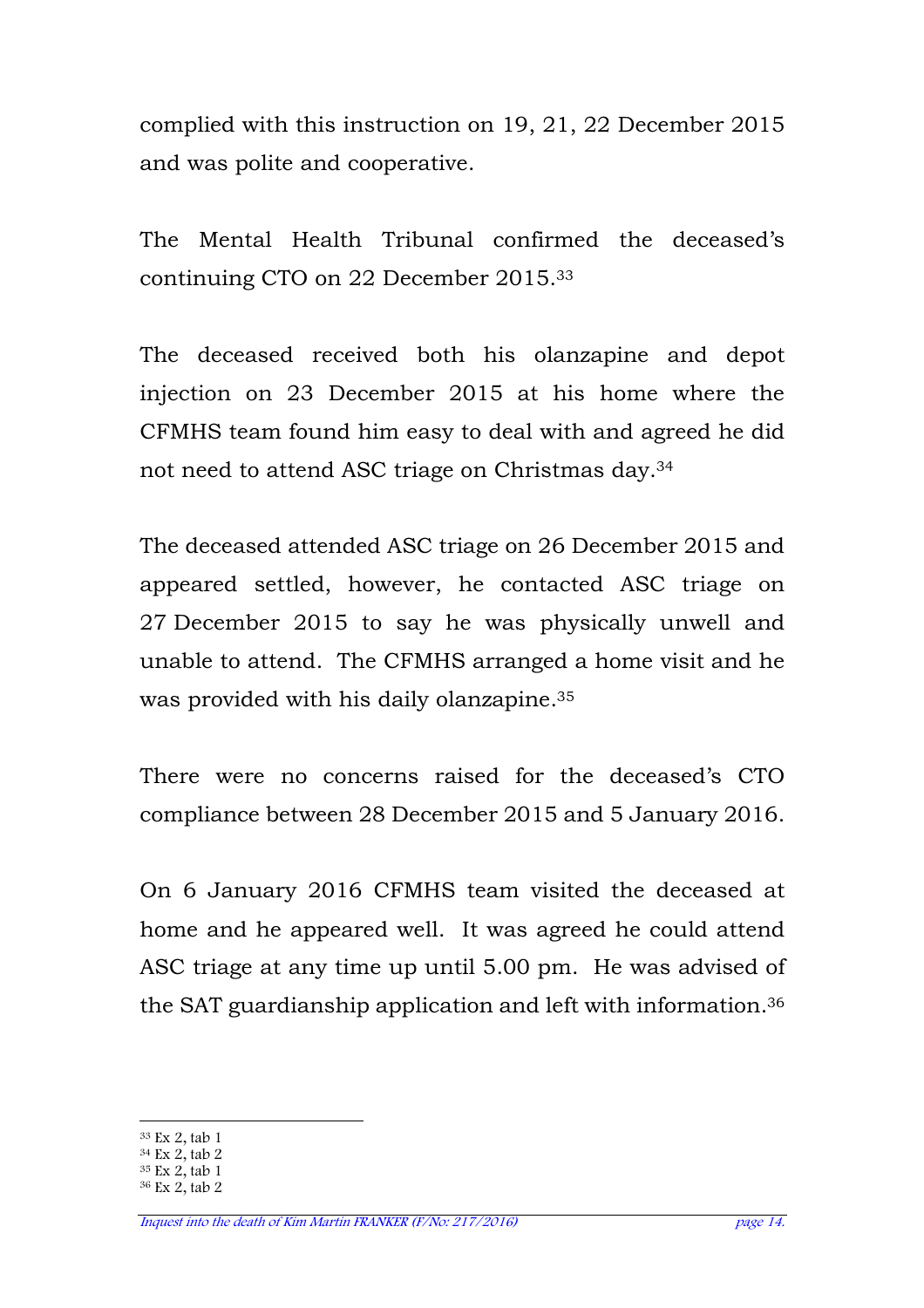complied with this instruction on 19, 21, 22 December 2015 and was polite and cooperative.

The Mental Health Tribunal confirmed the deceased's continuing CTO on 22 December 2015.[33]

The deceased received both his olanzapine and depot injection on 23 December 2015 at his home where the CFMHS team found him easy to deal with and agreed he did not need to attend ASC triage on Christmas day.[34]

The deceased attended ASC triage on 26 December 2015 and appeared settled, however, he contacted ASC triage on 27 December 2015 to say he was physically unwell and unable to attend. The CFMHS arranged a home visit and he was provided with his daily olanzapine.[35]

There were no concerns raised for the deceased's CTO compliance between 28 December 2015 and 5 January 2016.

On 6 January 2016 CFMHS team visited the deceased at home and he appeared well. It was agreed he could attend ASC triage at any time up until 5.00 pm. He was advised of the SAT guardianship application and left with information.[36]

---

[33] Ex 2, tab 1
[34] Ex 2, tab 2
[35] Ex 2, tab 1
[36] Ex 2, tab 2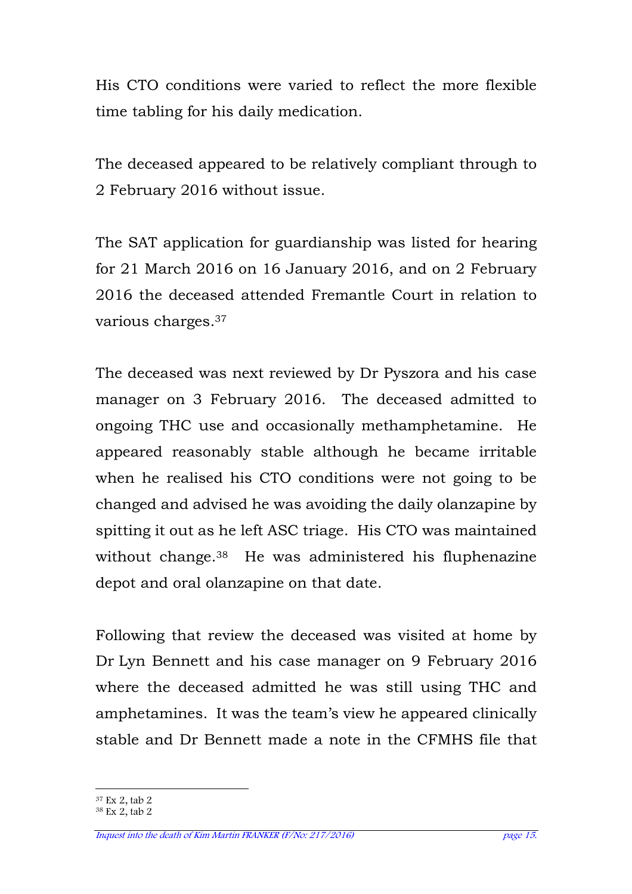His CTO conditions were varied to reflect the more flexible time tabling for his daily medication.

The deceased appeared to be relatively compliant through to 2 February 2016 without issue.

The SAT application for guardianship was listed for hearing for 21 March 2016 on 16 January 2016, and on 2 February 2016 the deceased attended Fremantle Court in relation to various charges.[37]

The deceased was next reviewed by Dr Pyszora and his case manager on 3 February 2016. The deceased admitted to ongoing THC use and occasionally methamphetamine. He appeared reasonably stable although he became irritable when he realised his CTO conditions were not going to be changed and advised he was avoiding the daily olanzapine by spitting it out as he left ASC triage. His CTO was maintained without change.[38] He was administered his fluphenazine depot and oral olanzapine on that date.

Following that review the deceased was visited at home by Dr Lyn Bennett and his case manager on 9 February 2016 where the deceased admitted he was still using THC and amphetamines. It was the team's view he appeared clinically stable and Dr Bennett made a note in the CFMHS file that

[37] Ex 2, tab 2
[38] Ex 2, tab 2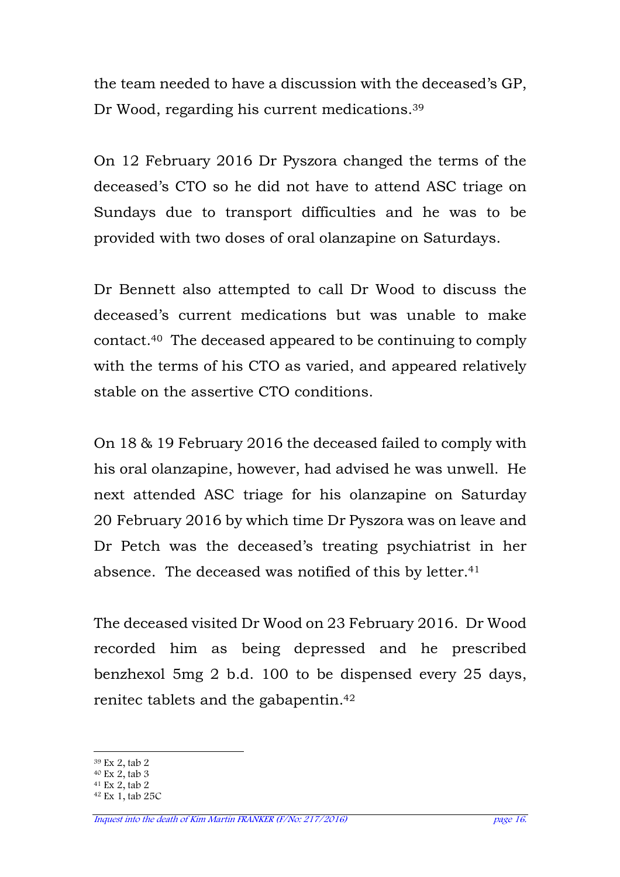the team needed to have a discussion with the deceased's GP, Dr Wood, regarding his current medications.[39]

On 12 February 2016 Dr Pyszora changed the terms of the deceased's CTO so he did not have to attend ASC triage on Sundays due to transport difficulties and he was to be provided with two doses of oral olanzapine on Saturdays.

Dr Bennett also attempted to call Dr Wood to discuss the deceased's current medications but was unable to make contact.[40] The deceased appeared to be continuing to comply with the terms of his CTO as varied, and appeared relatively stable on the assertive CTO conditions.

On 18 & 19 February 2016 the deceased failed to comply with his oral olanzapine, however, had advised he was unwell. He next attended ASC triage for his olanzapine on Saturday 20 February 2016 by which time Dr Pyszora was on leave and Dr Petch was the deceased's treating psychiatrist in her absence. The deceased was notified of this by letter.[41]

The deceased visited Dr Wood on 23 February 2016. Dr Wood recorded him as being depressed and he prescribed benzhexol 5mg 2 b.d. 100 to be dispensed every 25 days, renitec tablets and the gabapentin.[42]

---

[39] Ex 2, tab 2
[40] Ex 2, tab 3
[41] Ex 2, tab 2
[42] Ex 1, tab 25C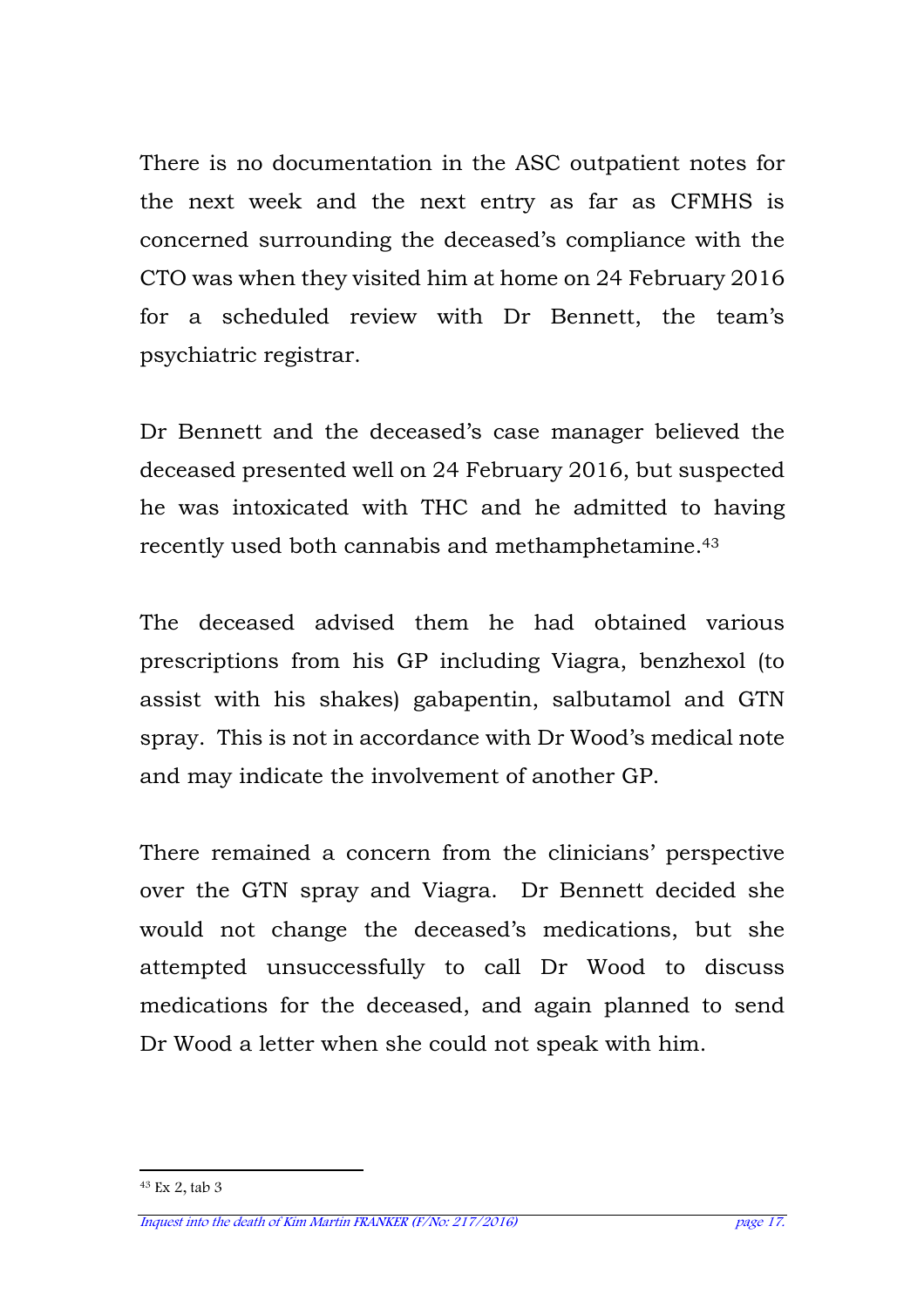There is no documentation in the ASC outpatient notes for the next week and the next entry as far as CFMHS is concerned surrounding the deceased's compliance with the CTO was when they visited him at home on 24 February 2016 for a scheduled review with Dr Bennett, the team's psychiatric registrar.

Dr Bennett and the deceased's case manager believed the deceased presented well on 24 February 2016, but suspected he was intoxicated with THC and he admitted to having recently used both cannabis and methamphetamine.[43]

The deceased advised them he had obtained various prescriptions from his GP including Viagra, benzhexol (to assist with his shakes) gabapentin, salbutamol and GTN spray. This is not in accordance with Dr Wood's medical note and may indicate the involvement of another GP.

There remained a concern from the clinicians' perspective over the GTN spray and Viagra. Dr Bennett decided she would not change the deceased's medications, but she attempted unsuccessfully to call Dr Wood to discuss medications for the deceased, and again planned to send Dr Wood a letter when she could not speak with him.

---

[43] Ex 2, tab 3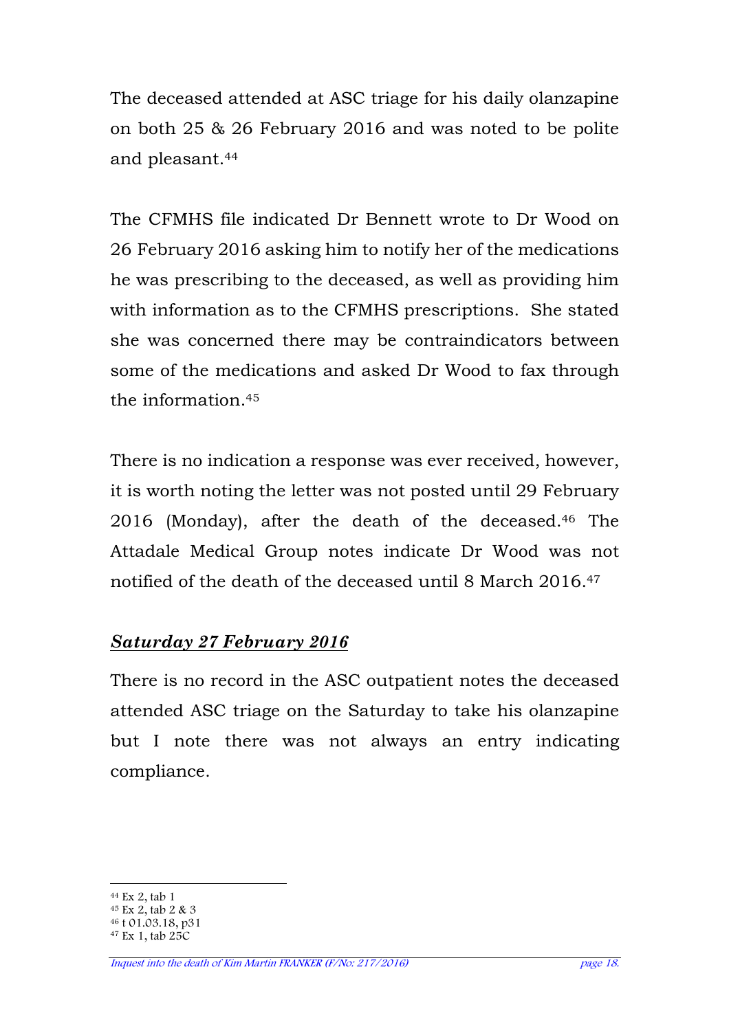The deceased attended at ASC triage for his daily olanzapine on both 25 & 26 February 2016 and was noted to be polite and pleasant.[44]

The CFMHS file indicated Dr Bennett wrote to Dr Wood on 26 February 2016 asking him to notify her of the medications he was prescribing to the deceased, as well as providing him with information as to the CFMHS prescriptions. She stated she was concerned there may be contraindicators between some of the medications and asked Dr Wood to fax through the information.[45]

There is no indication a response was ever received, however, it is worth noting the letter was not posted until 29 February 2016 (Monday), after the death of the deceased.[46] The Attadale Medical Group notes indicate Dr Wood was not notified of the death of the deceased until 8 March 2016.[47]

***Saturday 27 February 2016***

There is no record in the ASC outpatient notes the deceased attended ASC triage on the Saturday to take his olanzapine but I note there was not always an entry indicating compliance.

---

[44] Ex 2, tab 1
[45] Ex 2, tab 2 & 3
[46] t 01.03.18, p31
[47] Ex 1, tab 25C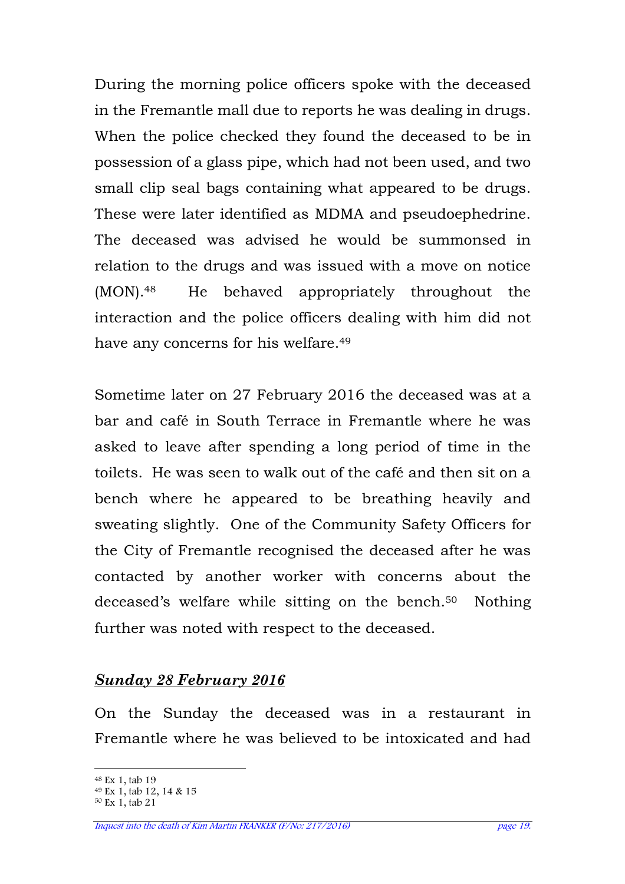During the morning police officers spoke with the deceased in the Fremantle mall due to reports he was dealing in drugs. When the police checked they found the deceased to be in possession of a glass pipe, which had not been used, and two small clip seal bags containing what appeared to be drugs. These were later identified as MDMA and pseudoephedrine. The deceased was advised he would be summonsed in relation to the drugs and was issued with a move on notice (MON).[48] He behaved appropriately throughout the interaction and the police officers dealing with him did not have any concerns for his welfare.[49]

Sometime later on 27 February 2016 the deceased was at a bar and café in South Terrace in Fremantle where he was asked to leave after spending a long period of time in the toilets. He was seen to walk out of the café and then sit on a bench where he appeared to be breathing heavily and sweating slightly. One of the Community Safety Officers for the City of Fremantle recognised the deceased after he was contacted by another worker with concerns about the deceased's welfare while sitting on the bench.[50] Nothing further was noted with respect to the deceased.

***Sunday 28 February 2016***

On the Sunday the deceased was in a restaurant in Fremantle where he was believed to be intoxicated and had

[48] Ex 1, tab 19
[49] Ex 1, tab 12, 14 & 15
[50] Ex 1, tab 21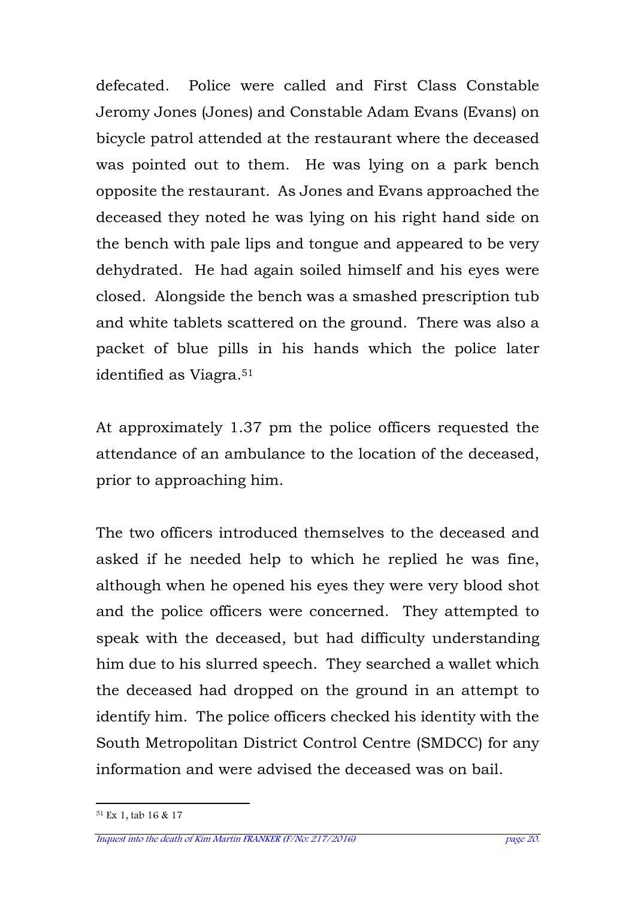defecated. Police were called and First Class Constable Jeromy Jones (Jones) and Constable Adam Evans (Evans) on bicycle patrol attended at the restaurant where the deceased was pointed out to them. He was lying on a park bench opposite the restaurant. As Jones and Evans approached the deceased they noted he was lying on his right hand side on the bench with pale lips and tongue and appeared to be very dehydrated. He had again soiled himself and his eyes were closed. Alongside the bench was a smashed prescription tub and white tablets scattered on the ground. There was also a packet of blue pills in his hands which the police later identified as Viagra.[51]

At approximately 1.37 pm the police officers requested the attendance of an ambulance to the location of the deceased, prior to approaching him.

The two officers introduced themselves to the deceased and asked if he needed help to which he replied he was fine, although when he opened his eyes they were very blood shot and the police officers were concerned. They attempted to speak with the deceased, but had difficulty understanding him due to his slurred speech. They searched a wallet which the deceased had dropped on the ground in an attempt to identify him. The police officers checked his identity with the South Metropolitan District Control Centre (SMDCC) for any information and were advised the deceased was on bail.

---

[51] Ex 1, tab 16 & 17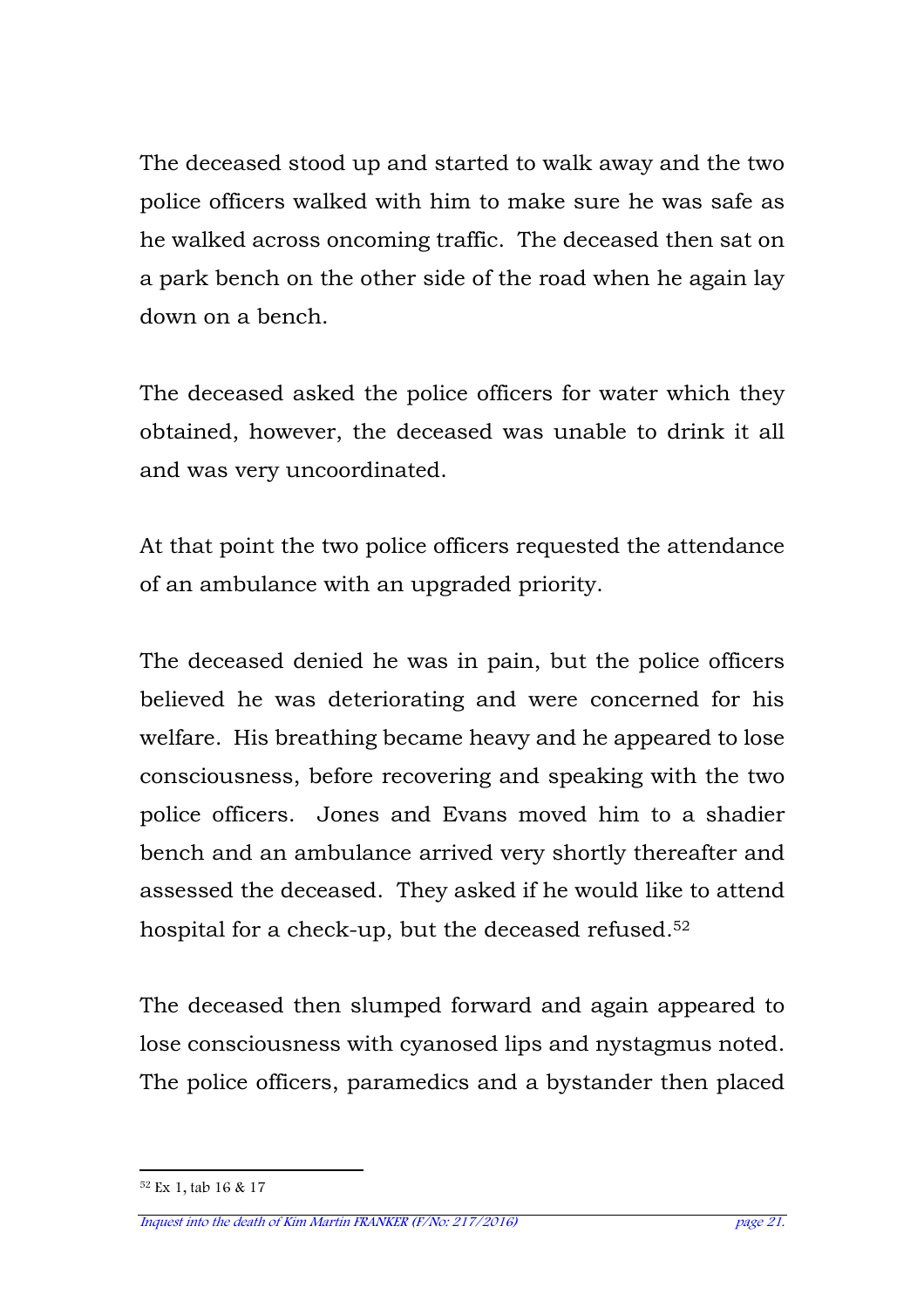The deceased stood up and started to walk away and the two police officers walked with him to make sure he was safe as he walked across oncoming traffic. The deceased then sat on a park bench on the other side of the road when he again lay down on a bench.

The deceased asked the police officers for water which they obtained, however, the deceased was unable to drink it all and was very uncoordinated.

At that point the two police officers requested the attendance of an ambulance with an upgraded priority.

The deceased denied he was in pain, but the police officers believed he was deteriorating and were concerned for his welfare. His breathing became heavy and he appeared to lose consciousness, before recovering and speaking with the two police officers. Jones and Evans moved him to a shadier bench and an ambulance arrived very shortly thereafter and assessed the deceased. They asked if he would like to attend hospital for a check-up, but the deceased refused.[52]

The deceased then slumped forward and again appeared to lose consciousness with cyanosed lips and nystagmus noted. The police officers, paramedics and a bystander then placed

[52] Ex 1, tab 16 & 17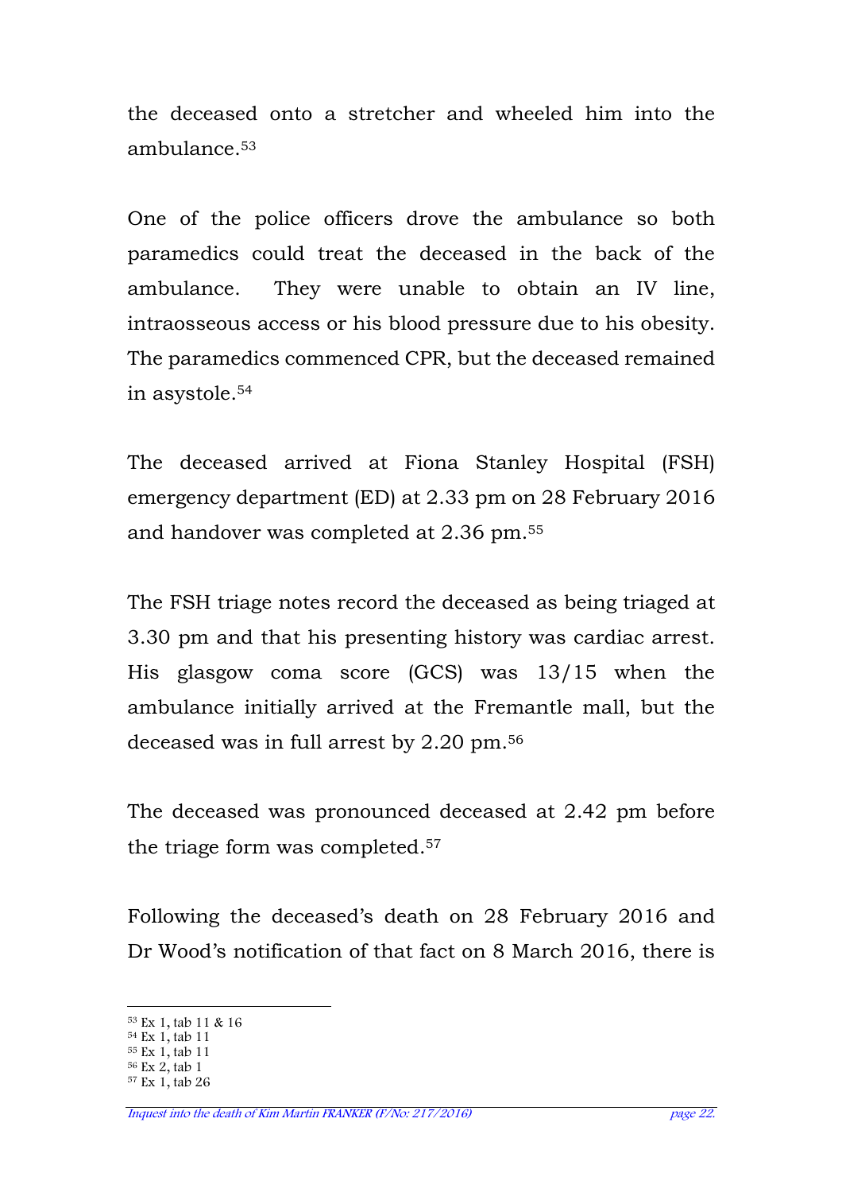the deceased onto a stretcher and wheeled him into the ambulance.[53]

One of the police officers drove the ambulance so both paramedics could treat the deceased in the back of the ambulance. They were unable to obtain an IV line, intraosseous access or his blood pressure due to his obesity. The paramedics commenced CPR, but the deceased remained in asystole.[54]

The deceased arrived at Fiona Stanley Hospital (FSH) emergency department (ED) at 2.33 pm on 28 February 2016 and handover was completed at 2.36 pm.[55]

The FSH triage notes record the deceased as being triaged at 3.30 pm and that his presenting history was cardiac arrest. His glasgow coma score (GCS) was 13/15 when the ambulance initially arrived at the Fremantle mall, but the deceased was in full arrest by 2.20 pm.[56]

The deceased was pronounced deceased at 2.42 pm before the triage form was completed.[57]

Following the deceased's death on 28 February 2016 and Dr Wood's notification of that fact on 8 March 2016, there is

---

[53] Ex 1, tab 11 & 16
[54] Ex 1, tab 11
[55] Ex 1, tab 11
[56] Ex 2, tab 1
[57] Ex 1, tab 26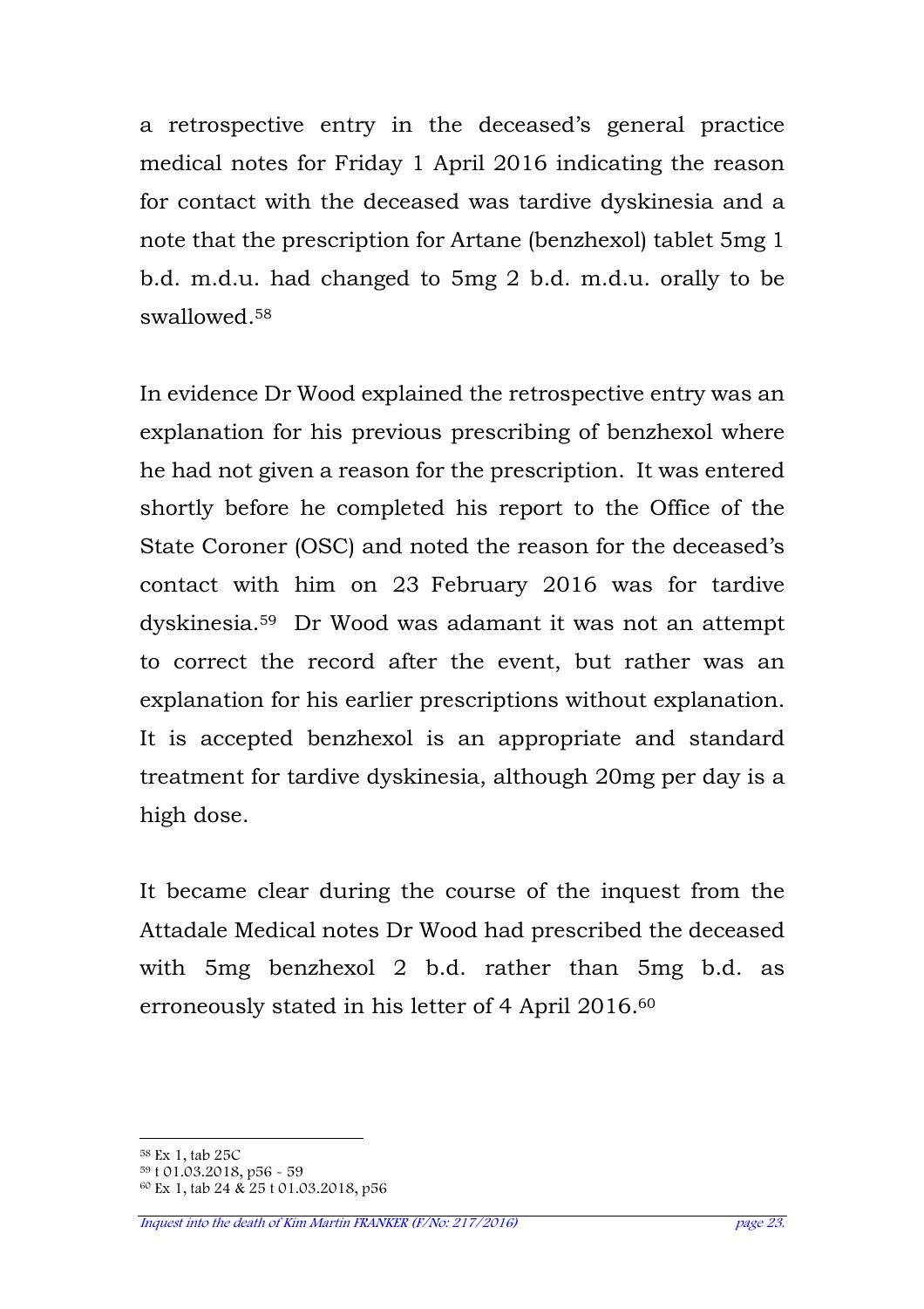a retrospective entry in the deceased's general practice medical notes for Friday 1 April 2016 indicating the reason for contact with the deceased was tardive dyskinesia and a note that the prescription for Artane (benzhexol) tablet 5mg 1 b.d. m.d.u. had changed to 5mg 2 b.d. m.d.u. orally to be swallowed.[58]

In evidence Dr Wood explained the retrospective entry was an explanation for his previous prescribing of benzhexol where he had not given a reason for the prescription. It was entered shortly before he completed his report to the Office of the State Coroner (OSC) and noted the reason for the deceased's contact with him on 23 February 2016 was for tardive dyskinesia.[59] Dr Wood was adamant it was not an attempt to correct the record after the event, but rather was an explanation for his earlier prescriptions without explanation. It is accepted benzhexol is an appropriate and standard treatment for tardive dyskinesia, although 20mg per day is a high dose.

It became clear during the course of the inquest from the Attadale Medical notes Dr Wood had prescribed the deceased with 5mg benzhexol 2 b.d. rather than 5mg b.d. as erroneously stated in his letter of 4 April 2016.[60]

---

[58] Ex 1, tab 25C
[59] t 01.03.2018, p56 - 59
[60] Ex 1, tab 24 & 25 t 01.03.2018, p56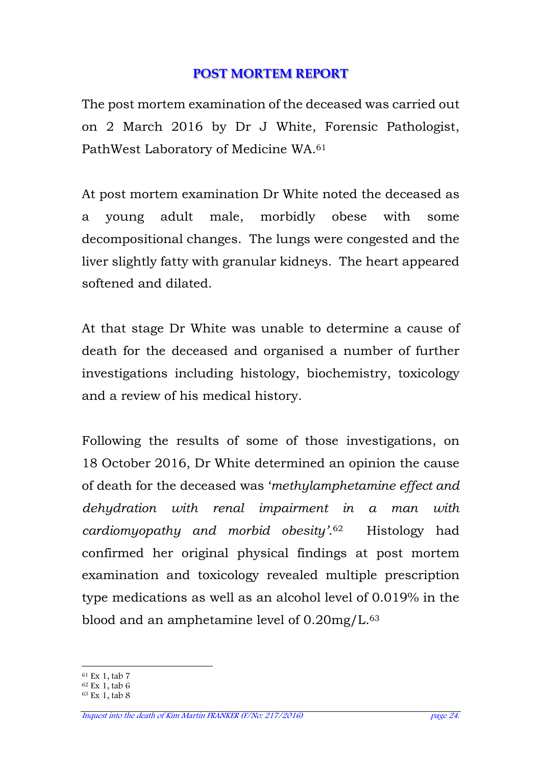## POST MORTEM REPORT

The post mortem examination of the deceased was carried out on 2 March 2016 by Dr J White, Forensic Pathologist, PathWest Laboratory of Medicine WA.[61]

At post mortem examination Dr White noted the deceased as a young adult male, morbidly obese with some decompositional changes. The lungs were congested and the liver slightly fatty with granular kidneys. The heart appeared softened and dilated.

At that stage Dr White was unable to determine a cause of death for the deceased and organised a number of further investigations including histology, biochemistry, toxicology and a review of his medical history.

Following the results of some of those investigations, on 18 October 2016, Dr White determined an opinion the cause of death for the deceased was '*methylamphetamine effect and dehydration with renal impairment in a man with cardiomyopathy and morbid obesity*'.[62] Histology had confirmed her original physical findings at post mortem examination and toxicology revealed multiple prescription type medications as well as an alcohol level of 0.019% in the blood and an amphetamine level of 0.20mg/L.[63]

---

[61] Ex 1, tab 7
[62] Ex 1, tab 6
[63] Ex 1, tab 8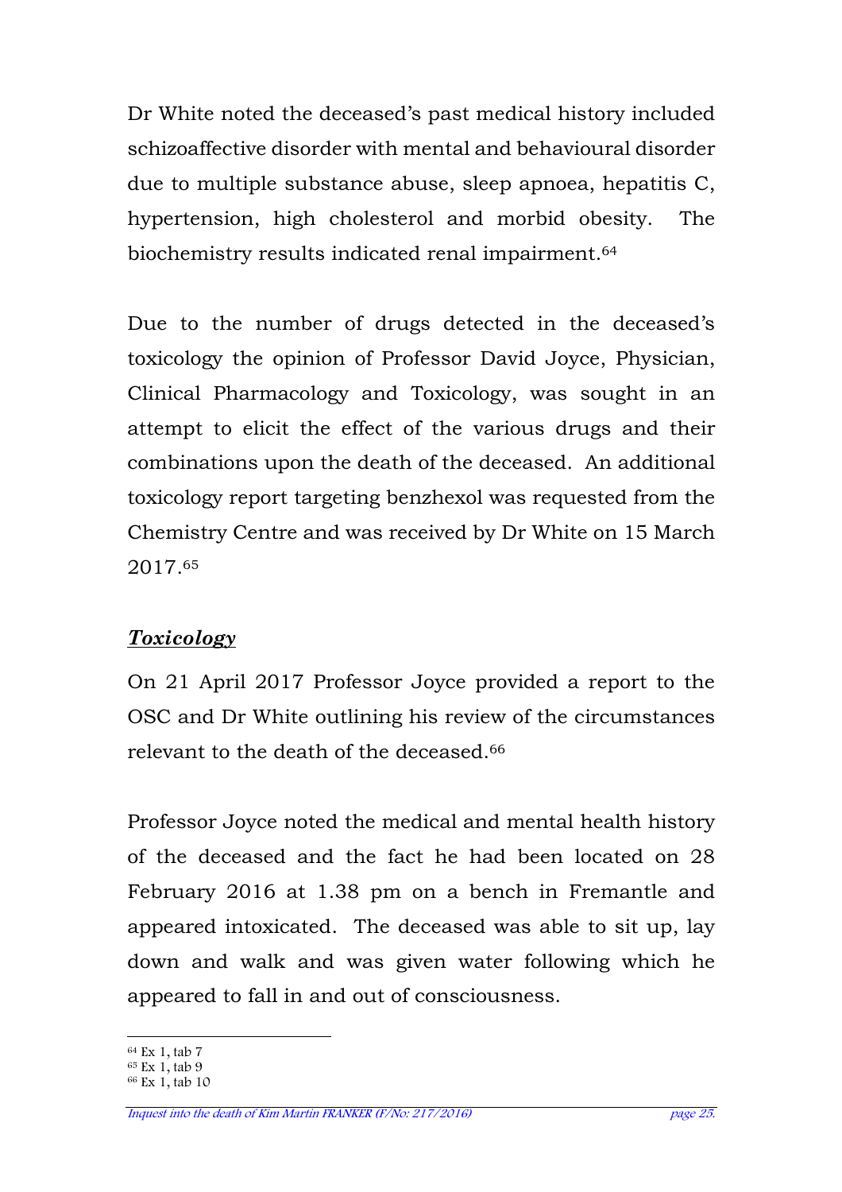Dr White noted the deceased's past medical history included schizoaffective disorder with mental and behavioural disorder due to multiple substance abuse, sleep apnoea, hepatitis C, hypertension, high cholesterol and morbid obesity. The biochemistry results indicated renal impairment.[64]

Due to the number of drugs detected in the deceased's toxicology the opinion of Professor David Joyce, Physician, Clinical Pharmacology and Toxicology, was sought in an attempt to elicit the effect of the various drugs and their combinations upon the death of the deceased. An additional toxicology report targeting benzhexol was requested from the Chemistry Centre and was received by Dr White on 15 March 2017.[65]

## ***Toxicology***

On 21 April 2017 Professor Joyce provided a report to the OSC and Dr White outlining his review of the circumstances relevant to the death of the deceased.[66]

Professor Joyce noted the medical and mental health history of the deceased and the fact he had been located on 28 February 2016 at 1.38 pm on a bench in Fremantle and appeared intoxicated. The deceased was able to sit up, lay down and walk and was given water following which he appeared to fall in and out of consciousness.

---

[64] Ex 1, tab 7
[65] Ex 1, tab 9
[66] Ex 1, tab 10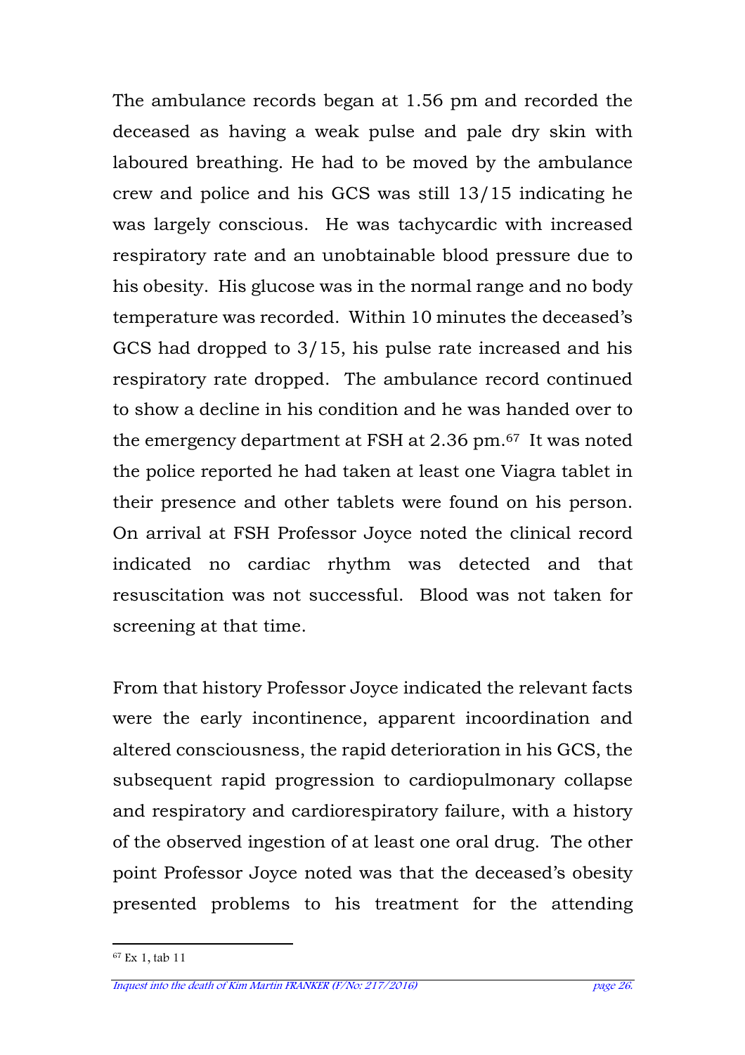The ambulance records began at 1.56 pm and recorded the deceased as having a weak pulse and pale dry skin with laboured breathing. He had to be moved by the ambulance crew and police and his GCS was still 13/15 indicating he was largely conscious. He was tachycardic with increased respiratory rate and an unobtainable blood pressure due to his obesity. His glucose was in the normal range and no body temperature was recorded. Within 10 minutes the deceased's GCS had dropped to 3/15, his pulse rate increased and his respiratory rate dropped. The ambulance record continued to show a decline in his condition and he was handed over to the emergency department at FSH at 2.36 pm.[67] It was noted the police reported he had taken at least one Viagra tablet in their presence and other tablets were found on his person. On arrival at FSH Professor Joyce noted the clinical record indicated no cardiac rhythm was detected and that resuscitation was not successful. Blood was not taken for screening at that time.

From that history Professor Joyce indicated the relevant facts were the early incontinence, apparent incoordination and altered consciousness, the rapid deterioration in his GCS, the subsequent rapid progression to cardiopulmonary collapse and respiratory and cardiorespiratory failure, with a history of the observed ingestion of at least one oral drug. The other point Professor Joyce noted was that the deceased's obesity presented problems to his treatment for the attending

[67] Ex 1, tab 11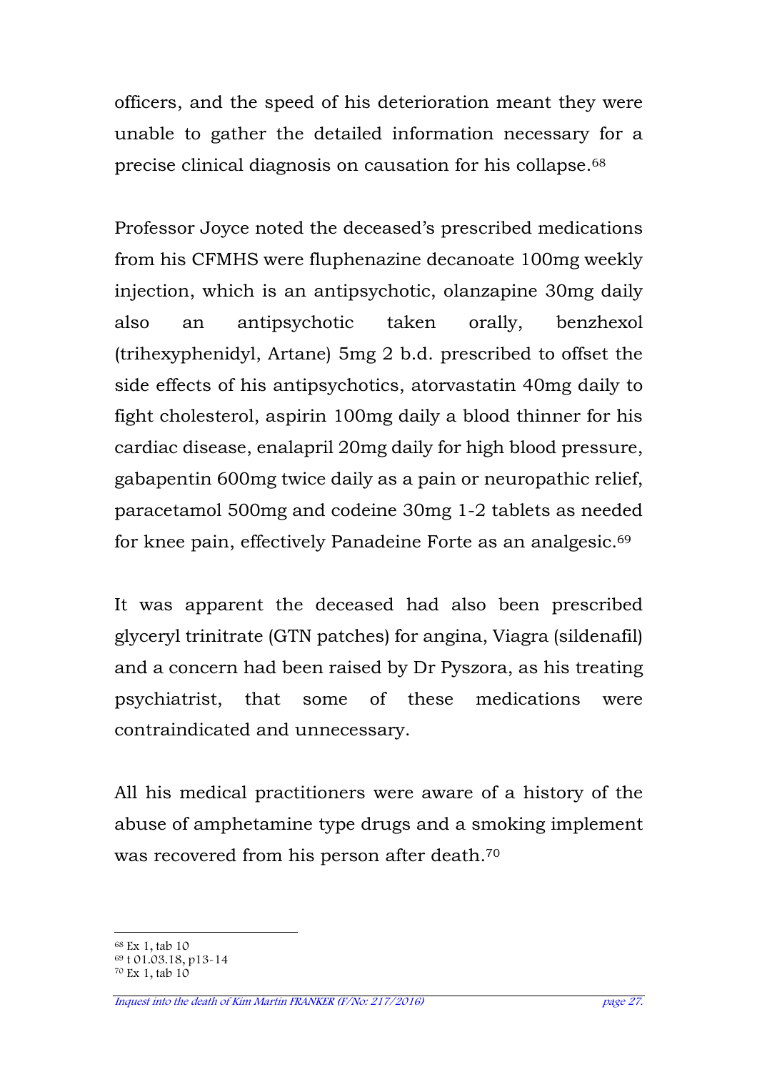officers, and the speed of his deterioration meant they were unable to gather the detailed information necessary for a precise clinical diagnosis on causation for his collapse.[68]

Professor Joyce noted the deceased's prescribed medications from his CFMHS were fluphenazine decanoate 100mg weekly injection, which is an antipsychotic, olanzapine 30mg daily also an antipsychotic taken orally, benzhexol (trihexyphenidyl, Artane) 5mg 2 b.d. prescribed to offset the side effects of his antipsychotics, atorvastatin 40mg daily to fight cholesterol, aspirin 100mg daily a blood thinner for his cardiac disease, enalapril 20mg daily for high blood pressure, gabapentin 600mg twice daily as a pain or neuropathic relief, paracetamol 500mg and codeine 30mg 1-2 tablets as needed for knee pain, effectively Panadeine Forte as an analgesic.[69]

It was apparent the deceased had also been prescribed glyceryl trinitrate (GTN patches) for angina, Viagra (sildenafil) and a concern had been raised by Dr Pyszora, as his treating psychiatrist, that some of these medications were contraindicated and unnecessary.

All his medical practitioners were aware of a history of the abuse of amphetamine type drugs and a smoking implement was recovered from his person after death.[70]

---

[68] Ex 1, tab 10
[69] t 01.03.18, p13-14
[70] Ex 1, tab 10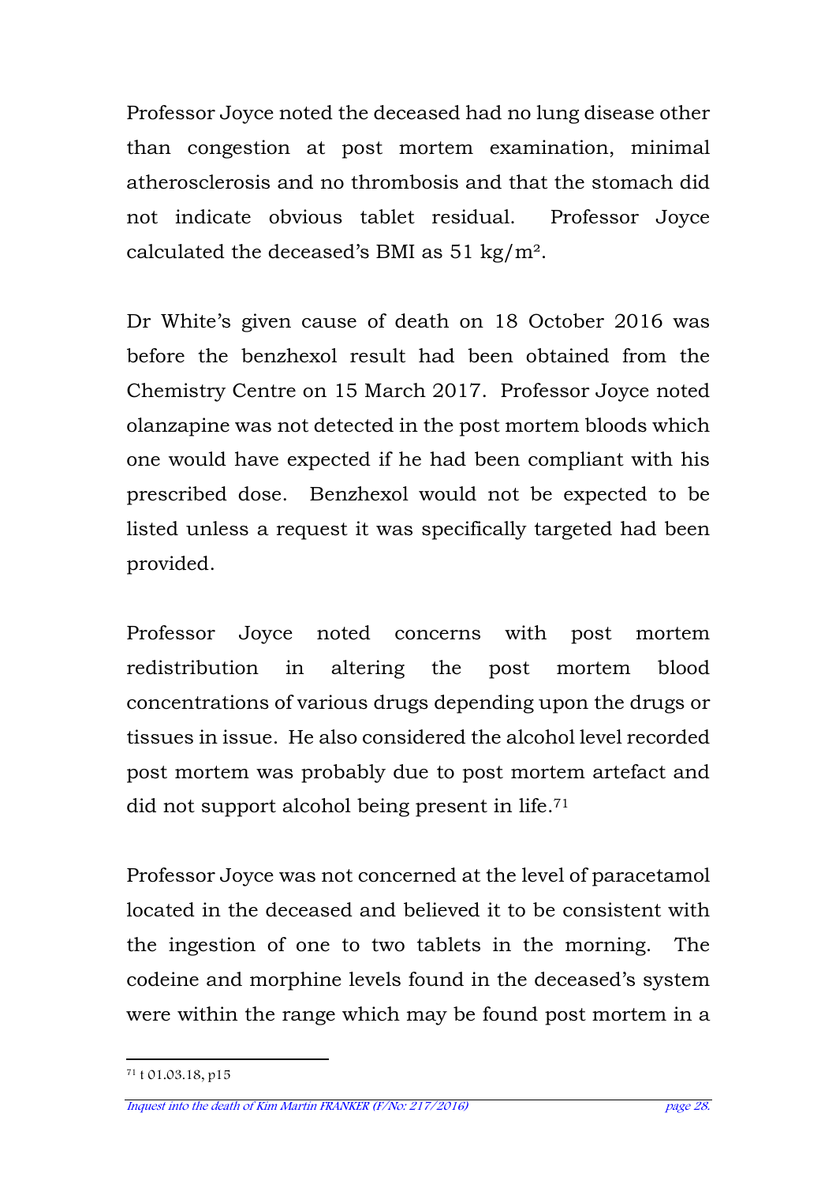Professor Joyce noted the deceased had no lung disease other than congestion at post mortem examination, minimal atherosclerosis and no thrombosis and that the stomach did not indicate obvious tablet residual. Professor Joyce calculated the deceased's BMI as 51 $kg/m^2$.

Dr White's given cause of death on 18 October 2016 was before the benzhexol result had been obtained from the Chemistry Centre on 15 March 2017. Professor Joyce noted olanzapine was not detected in the post mortem bloods which one would have expected if he had been compliant with his prescribed dose. Benzhexol would not be expected to be listed unless a request it was specifically targeted had been provided.

Professor Joyce noted concerns with post mortem redistribution in altering the post mortem blood concentrations of various drugs depending upon the drugs or tissues in issue. He also considered the alcohol level recorded post mortem was probably due to post mortem artefact and did not support alcohol being present in life.[71]

Professor Joyce was not concerned at the level of paracetamol located in the deceased and believed it to be consistent with the ingestion of one to two tablets in the morning. The codeine and morphine levels found in the deceased's system were within the range which may be found post mortem in a

[71] t 01.03.18, p15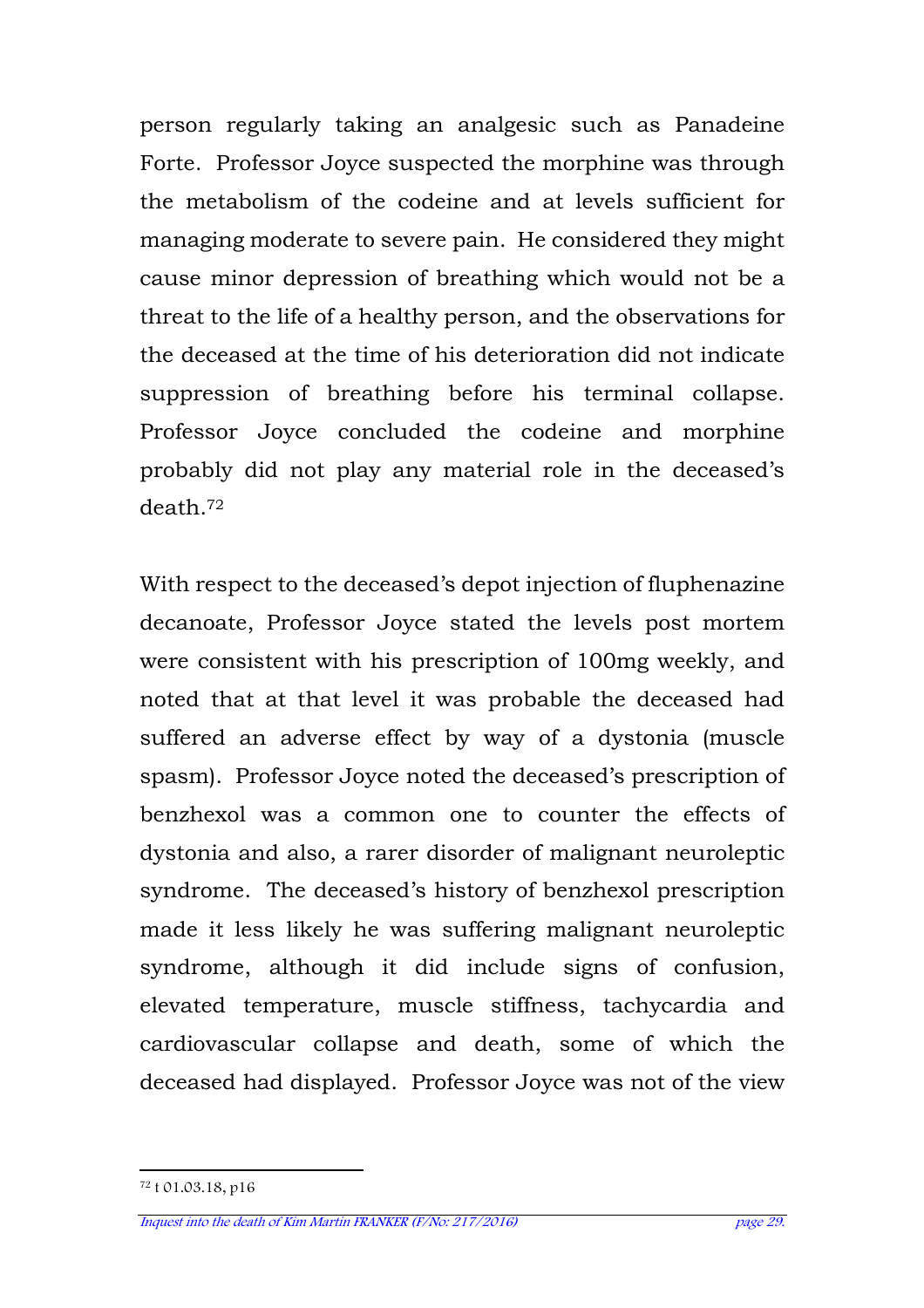person regularly taking an analgesic such as Panadeine Forte. Professor Joyce suspected the morphine was through the metabolism of the codeine and at levels sufficient for managing moderate to severe pain. He considered they might cause minor depression of breathing which would not be a threat to the life of a healthy person, and the observations for the deceased at the time of his deterioration did not indicate suppression of breathing before his terminal collapse. Professor Joyce concluded the codeine and morphine probably did not play any material role in the deceased's death.[72]

With respect to the deceased's depot injection of fluphenazine decanoate, Professor Joyce stated the levels post mortem were consistent with his prescription of 100mg weekly, and noted that at that level it was probable the deceased had suffered an adverse effect by way of a dystonia (muscle spasm). Professor Joyce noted the deceased's prescription of benzhexol was a common one to counter the effects of dystonia and also, a rarer disorder of malignant neuroleptic syndrome. The deceased's history of benzhexol prescription made it less likely he was suffering malignant neuroleptic syndrome, although it did include signs of confusion, elevated temperature, muscle stiffness, tachycardia and cardiovascular collapse and death, some of which the deceased had displayed. Professor Joyce was not of the view

[72] t 01.03.18, p16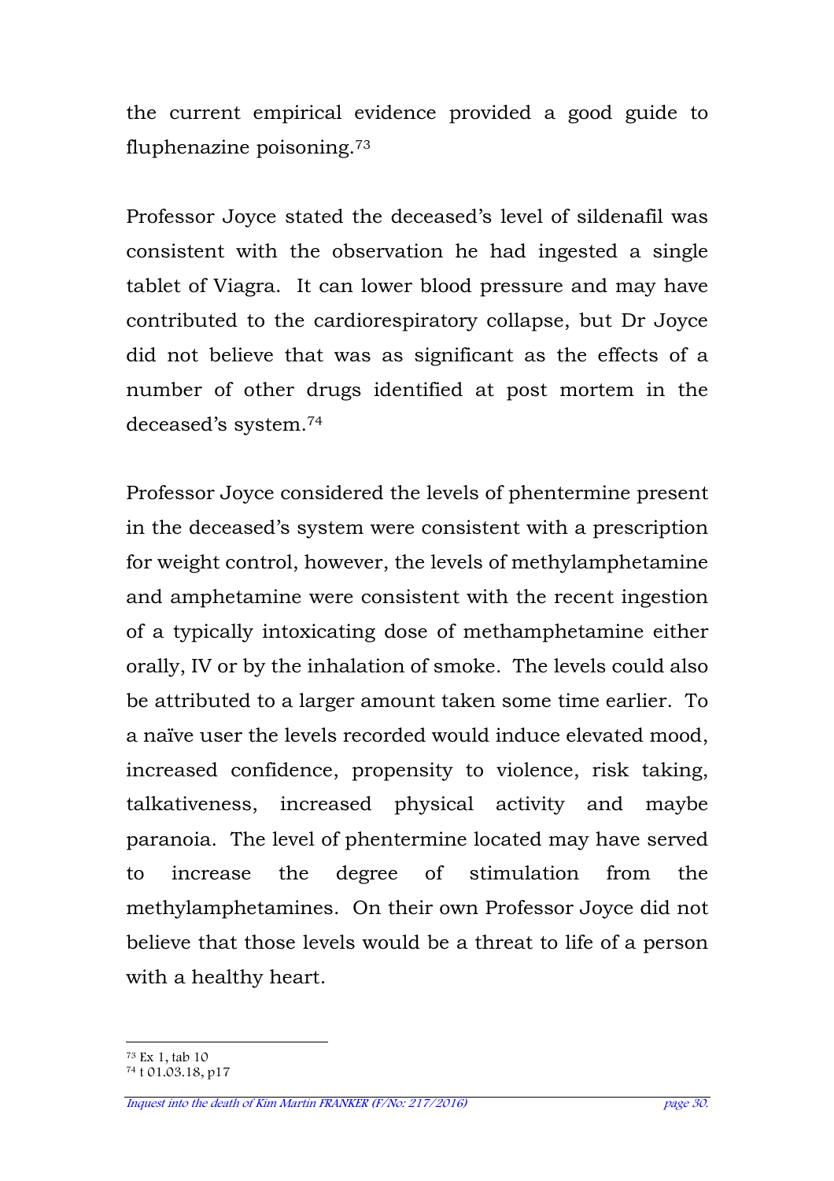the current empirical evidence provided a good guide to fluphenazine poisoning.[73]

Professor Joyce stated the deceased's level of sildenafil was consistent with the observation he had ingested a single tablet of Viagra. It can lower blood pressure and may have contributed to the cardiorespiratory collapse, but Dr Joyce did not believe that was as significant as the effects of a number of other drugs identified at post mortem in the deceased's system.[74]

Professor Joyce considered the levels of phentermine present in the deceased's system were consistent with a prescription for weight control, however, the levels of methylamphetamine and amphetamine were consistent with the recent ingestion of a typically intoxicating dose of methamphetamine either orally, IV or by the inhalation of smoke. The levels could also be attributed to a larger amount taken some time earlier. To a naïve user the levels recorded would induce elevated mood, increased confidence, propensity to violence, risk taking, talkativeness, increased physical activity and maybe paranoia. The level of phentermine located may have served to increase the degree of stimulation from the methylamphetamines. On their own Professor Joyce did not believe that those levels would be a threat to life of a person with a healthy heart.

---

[73] Ex 1, tab 10
[74] t 01.03.18, p17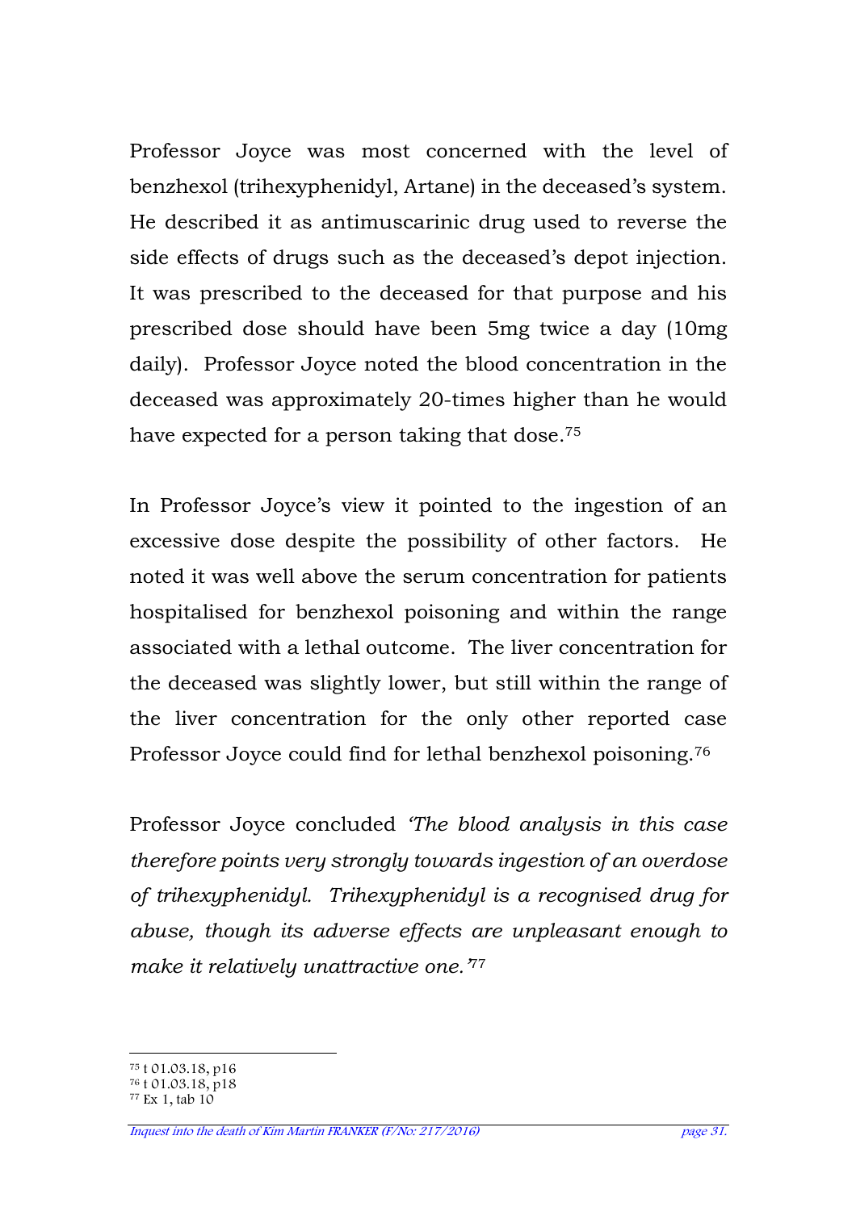Professor Joyce was most concerned with the level of benzhexol (trihexyphenidyl, Artane) in the deceased's system. He described it as antimuscarinic drug used to reverse the side effects of drugs such as the deceased's depot injection. It was prescribed to the deceased for that purpose and his prescribed dose should have been 5mg twice a day (10mg daily). Professor Joyce noted the blood concentration in the deceased was approximately 20-times higher than he would have expected for a person taking that dose.[75]

In Professor Joyce's view it pointed to the ingestion of an excessive dose despite the possibility of other factors. He noted it was well above the serum concentration for patients hospitalised for benzhexol poisoning and within the range associated with a lethal outcome. The liver concentration for the deceased was slightly lower, but still within the range of the liver concentration for the only other reported case Professor Joyce could find for lethal benzhexol poisoning.[76]

Professor Joyce concluded *'The blood analysis in this case therefore points very strongly towards ingestion of an overdose of trihexyphenidyl. Trihexyphenidyl is a recognised drug for abuse, though its adverse effects are unpleasant enough to make it relatively unattractive one.'*[77]

---

[75] t 01.03.18, p16
[76] t 01.03.18, p18
[77] Ex 1, tab 10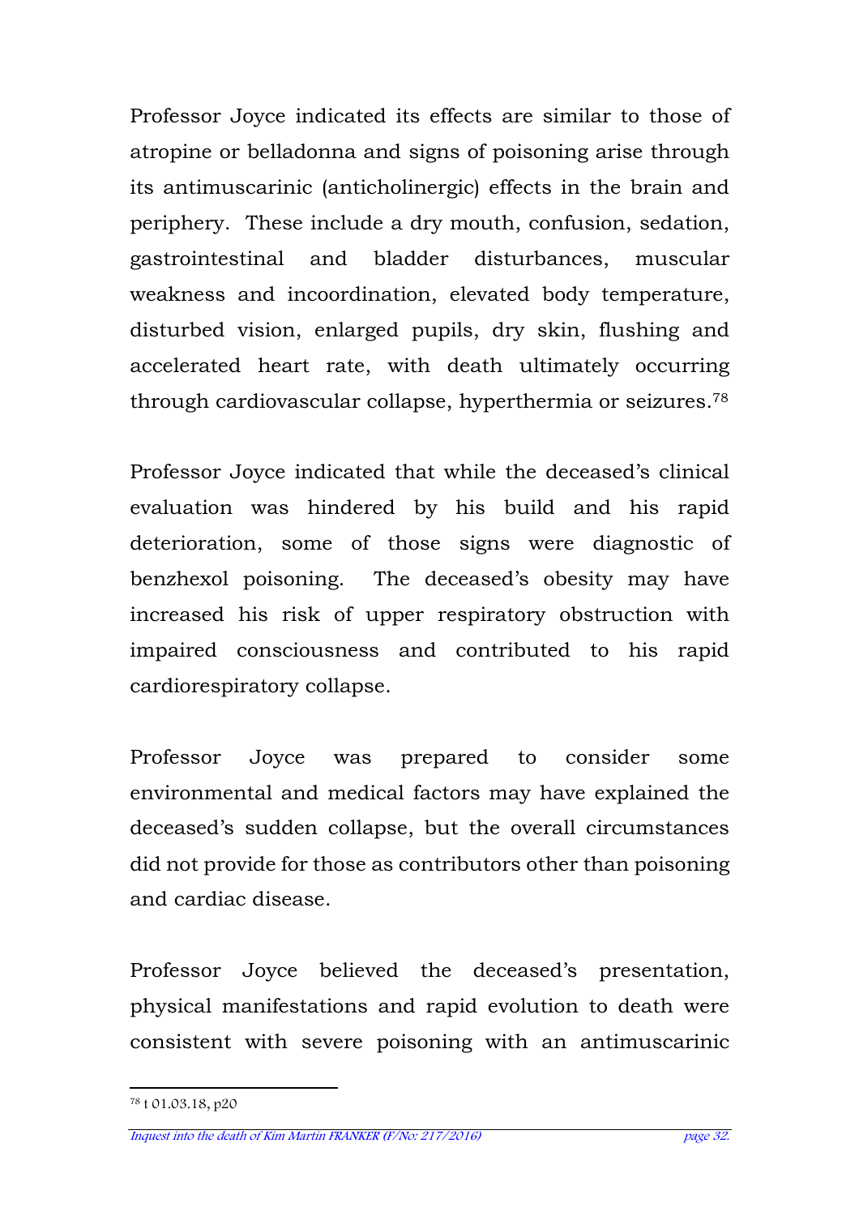Professor Joyce indicated its effects are similar to those of atropine or belladonna and signs of poisoning arise through its antimuscarinic (anticholinergic) effects in the brain and periphery. These include a dry mouth, confusion, sedation, gastrointestinal and bladder disturbances, muscular weakness and incoordination, elevated body temperature, disturbed vision, enlarged pupils, dry skin, flushing and accelerated heart rate, with death ultimately occurring through cardiovascular collapse, hyperthermia or seizures.[78]

Professor Joyce indicated that while the deceased's clinical evaluation was hindered by his build and his rapid deterioration, some of those signs were diagnostic of benzhexol poisoning. The deceased's obesity may have increased his risk of upper respiratory obstruction with impaired consciousness and contributed to his rapid cardiorespiratory collapse.

Professor Joyce was prepared to consider some environmental and medical factors may have explained the deceased's sudden collapse, but the overall circumstances did not provide for those as contributors other than poisoning and cardiac disease.

Professor Joyce believed the deceased's presentation, physical manifestations and rapid evolution to death were consistent with severe poisoning with an antimuscarinic

[78] t 01.03.18, p20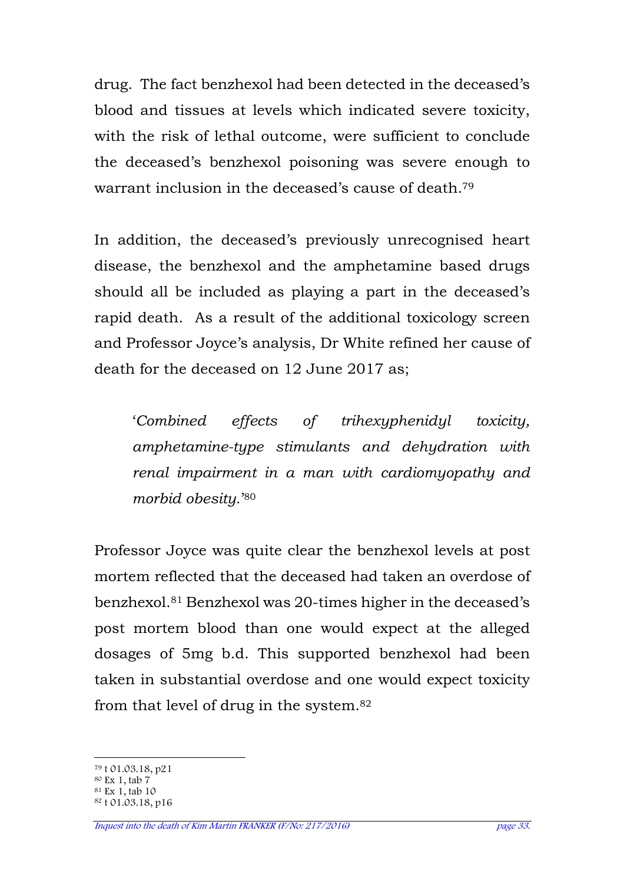drug. The fact benzhexol had been detected in the deceased's blood and tissues at levels which indicated severe toxicity, with the risk of lethal outcome, were sufficient to conclude the deceased's benzhexol poisoning was severe enough to warrant inclusion in the deceased's cause of death.[79]

In addition, the deceased's previously unrecognised heart disease, the benzhexol and the amphetamine based drugs should all be included as playing a part in the deceased's rapid death. As a result of the additional toxicology screen and Professor Joyce's analysis, Dr White refined her cause of death for the deceased on 12 June 2017 as;

> '*Combined effects of trihexyphenidyl toxicity, amphetamine-type stimulants and dehydration with renal impairment in a man with cardiomyopathy and morbid obesity.*'[80]

Professor Joyce was quite clear the benzhexol levels at post mortem reflected that the deceased had taken an overdose of benzhexol.[81] Benzhexol was 20-times higher in the deceased's post mortem blood than one would expect at the alleged dosages of 5mg b.d. This supported benzhexol had been taken in substantial overdose and one would expect toxicity from that level of drug in the system.[82]

---

[79] t 01.03.18, p21
[80] Ex 1, tab 7
[81] Ex 1, tab 10
[82] t 01.03.18, p16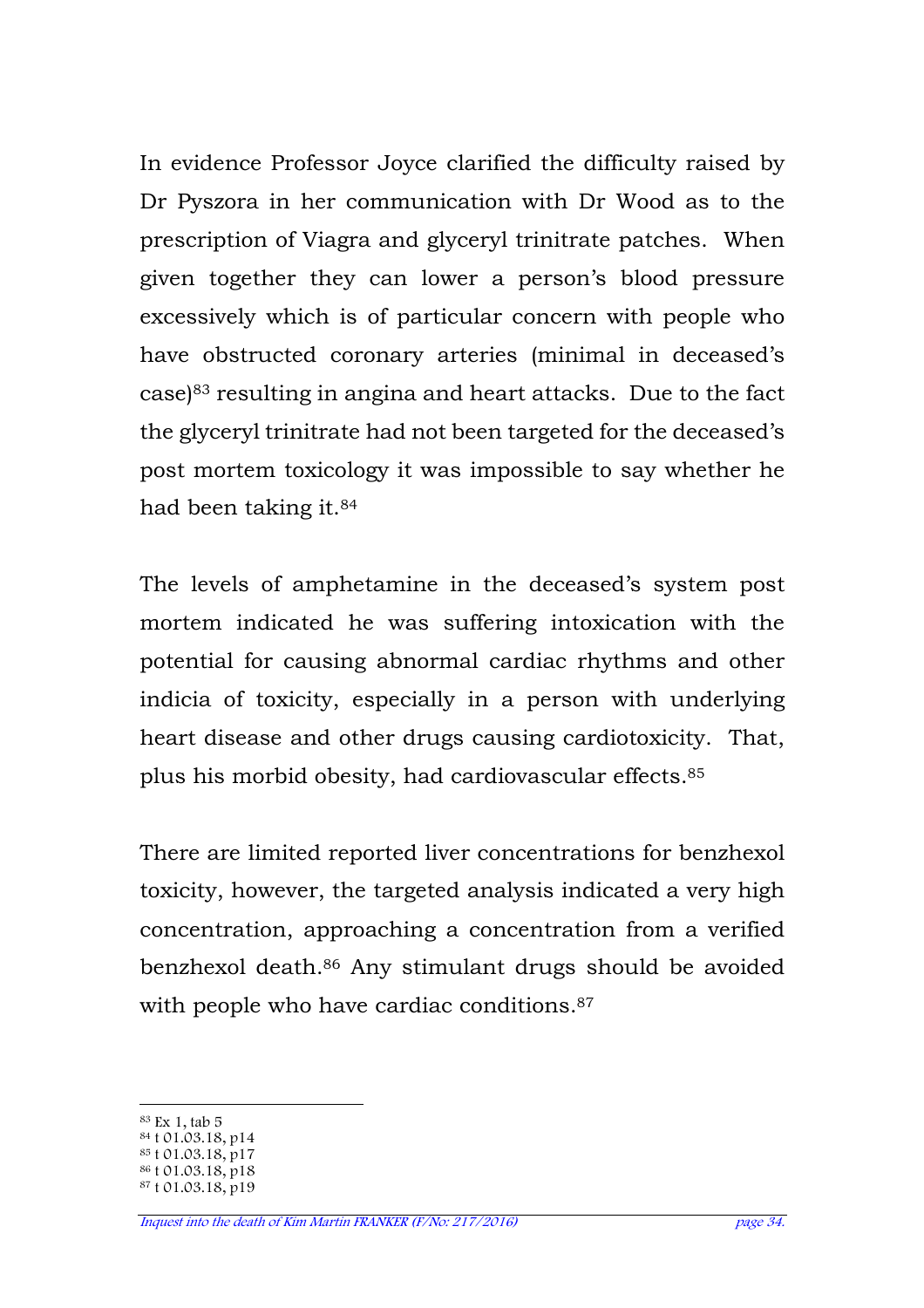In evidence Professor Joyce clarified the difficulty raised by Dr Pyszora in her communication with Dr Wood as to the prescription of Viagra and glyceryl trinitrate patches. When given together they can lower a person's blood pressure excessively which is of particular concern with people who have obstructed coronary arteries (minimal in deceased's case)[83] resulting in angina and heart attacks. Due to the fact the glyceryl trinitrate had not been targeted for the deceased's post mortem toxicology it was impossible to say whether he had been taking it.[84]

The levels of amphetamine in the deceased's system post mortem indicated he was suffering intoxication with the potential for causing abnormal cardiac rhythms and other indicia of toxicity, especially in a person with underlying heart disease and other drugs causing cardiotoxicity. That, plus his morbid obesity, had cardiovascular effects.[85]

There are limited reported liver concentrations for benzhexol toxicity, however, the targeted analysis indicated a very high concentration, approaching a concentration from a verified benzhexol death.[86] Any stimulant drugs should be avoided with people who have cardiac conditions.[87]

---

[83] Ex 1, tab 5
[84] t 01.03.18, p14
[85] t 01.03.18, p17
[86] t 01.03.18, p18
[87] t 01.03.18, p19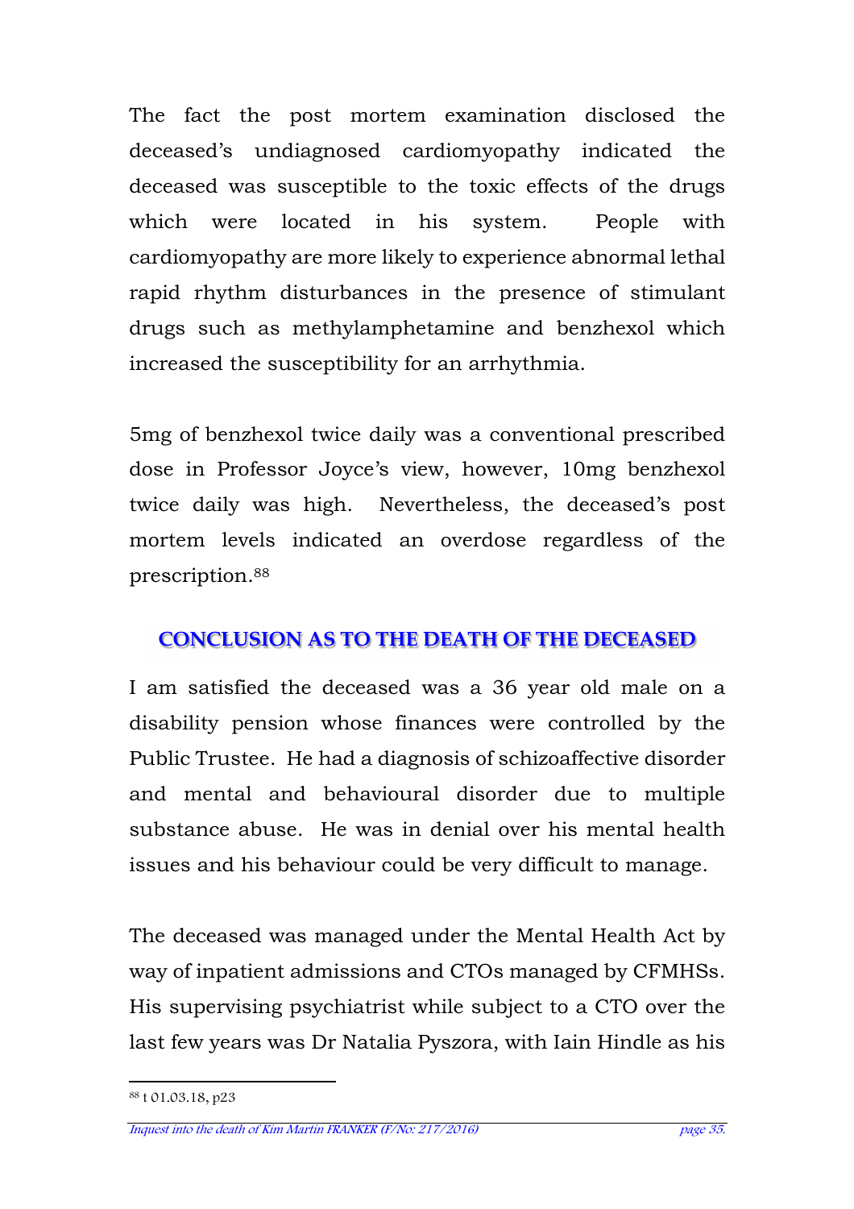The fact the post mortem examination disclosed the deceased's undiagnosed cardiomyopathy indicated the deceased was susceptible to the toxic effects of the drugs which were located in his system. People with cardiomyopathy are more likely to experience abnormal lethal rapid rhythm disturbances in the presence of stimulant drugs such as methylamphetamine and benzhexol which increased the susceptibility for an arrhythmia.

5mg of benzhexol twice daily was a conventional prescribed dose in Professor Joyce's view, however, 10mg benzhexol twice daily was high. Nevertheless, the deceased's post mortem levels indicated an overdose regardless of the prescription.[88]

## CONCLUSION AS TO THE DEATH OF THE DECEASED

I am satisfied the deceased was a 36 year old male on a disability pension whose finances were controlled by the Public Trustee. He had a diagnosis of schizoaffective disorder and mental and behavioural disorder due to multiple substance abuse. He was in denial over his mental health issues and his behaviour could be very difficult to manage.

The deceased was managed under the Mental Health Act by way of inpatient admissions and CTOs managed by CFMHSs. His supervising psychiatrist while subject to a CTO over the last few years was Dr Natalia Pyszora, with Iain Hindle as his

---

[88] t 01.03.18, p23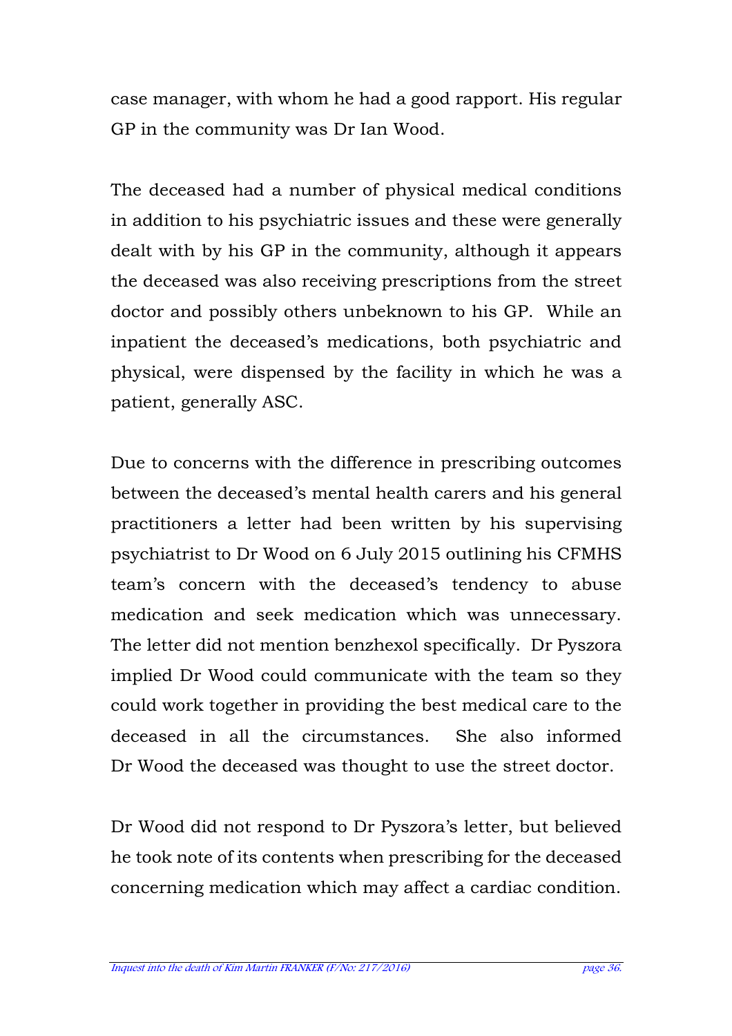case manager, with whom he had a good rapport. His regular GP in the community was Dr Ian Wood.

The deceased had a number of physical medical conditions in addition to his psychiatric issues and these were generally dealt with by his GP in the community, although it appears the deceased was also receiving prescriptions from the street doctor and possibly others unbeknown to his GP. While an inpatient the deceased's medications, both psychiatric and physical, were dispensed by the facility in which he was a patient, generally ASC.

Due to concerns with the difference in prescribing outcomes between the deceased's mental health carers and his general practitioners a letter had been written by his supervising psychiatrist to Dr Wood on 6 July 2015 outlining his CFMHS team's concern with the deceased's tendency to abuse medication and seek medication which was unnecessary. The letter did not mention benzhexol specifically. Dr Pyszora implied Dr Wood could communicate with the team so they could work together in providing the best medical care to the deceased in all the circumstances. She also informed Dr Wood the deceased was thought to use the street doctor.

Dr Wood did not respond to Dr Pyszora's letter, but believed he took note of its contents when prescribing for the deceased concerning medication which may affect a cardiac condition.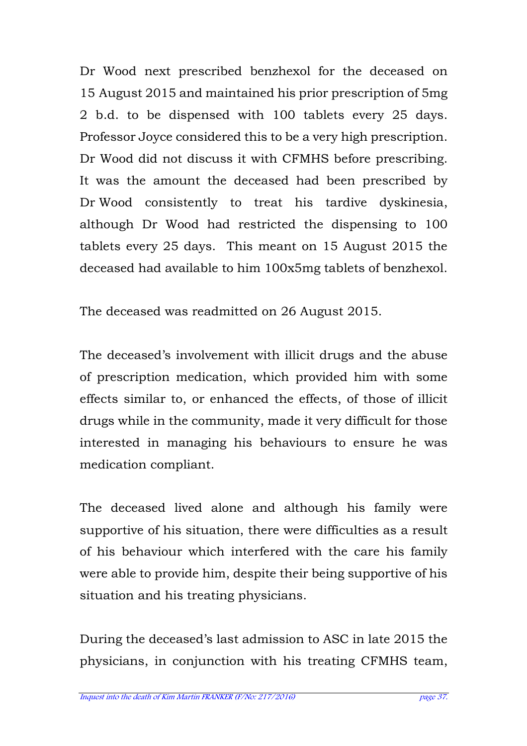Dr Wood next prescribed benzhexol for the deceased on 15 August 2015 and maintained his prior prescription of 5mg 2 b.d. to be dispensed with 100 tablets every 25 days. Professor Joyce considered this to be a very high prescription. Dr Wood did not discuss it with CFMHS before prescribing. It was the amount the deceased had been prescribed by Dr Wood consistently to treat his tardive dyskinesia, although Dr Wood had restricted the dispensing to 100 tablets every 25 days. This meant on 15 August 2015 the deceased had available to him 100x5mg tablets of benzhexol.

The deceased was readmitted on 26 August 2015.

The deceased's involvement with illicit drugs and the abuse of prescription medication, which provided him with some effects similar to, or enhanced the effects, of those of illicit drugs while in the community, made it very difficult for those interested in managing his behaviours to ensure he was medication compliant.

The deceased lived alone and although his family were supportive of his situation, there were difficulties as a result of his behaviour which interfered with the care his family were able to provide him, despite their being supportive of his situation and his treating physicians.

During the deceased's last admission to ASC in late 2015 the physicians, in conjunction with his treating CFMHS team,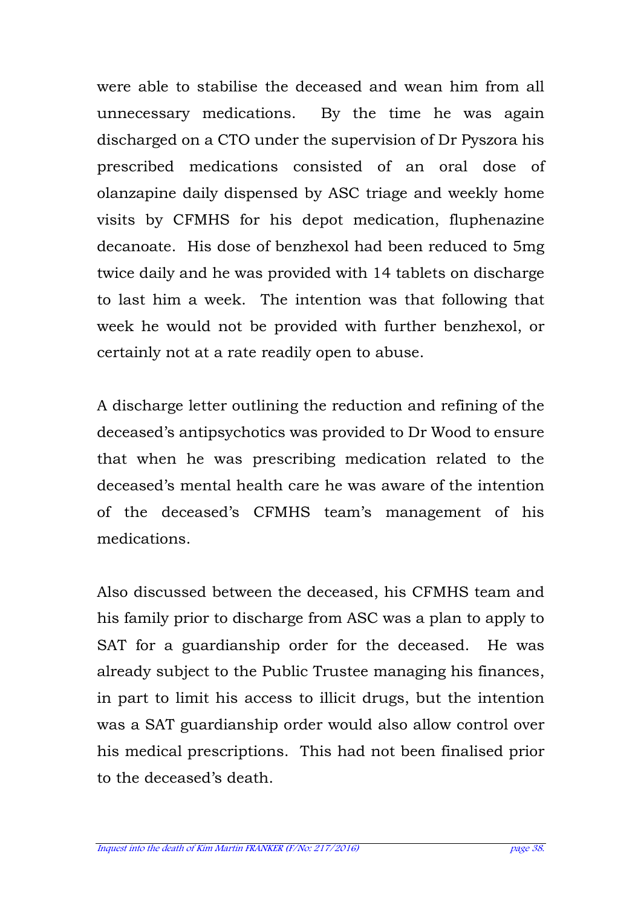were able to stabilise the deceased and wean him from all unnecessary medications. By the time he was again discharged on a CTO under the supervision of Dr Pyszora his prescribed medications consisted of an oral dose of olanzapine daily dispensed by ASC triage and weekly home visits by CFMHS for his depot medication, fluphenazine decanoate. His dose of benzhexol had been reduced to 5mg twice daily and he was provided with 14 tablets on discharge to last him a week. The intention was that following that week he would not be provided with further benzhexol, or certainly not at a rate readily open to abuse.

A discharge letter outlining the reduction and refining of the deceased's antipsychotics was provided to Dr Wood to ensure that when he was prescribing medication related to the deceased's mental health care he was aware of the intention of the deceased's CFMHS team's management of his medications.

Also discussed between the deceased, his CFMHS team and his family prior to discharge from ASC was a plan to apply to SAT for a guardianship order for the deceased. He was already subject to the Public Trustee managing his finances, in part to limit his access to illicit drugs, but the intention was a SAT guardianship order would also allow control over his medical prescriptions. This had not been finalised prior to the deceased's death.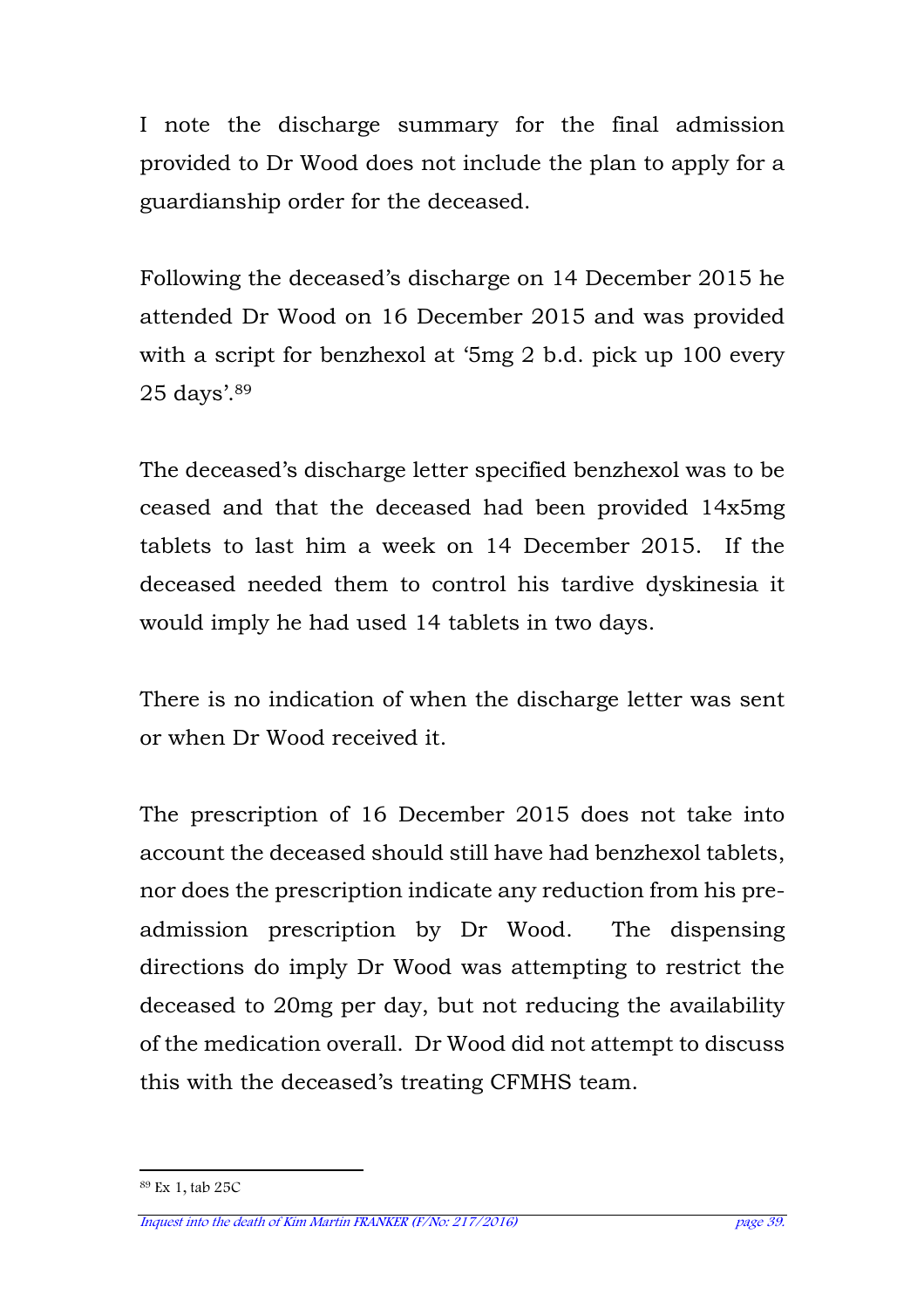I note the discharge summary for the final admission provided to Dr Wood does not include the plan to apply for a guardianship order for the deceased.

Following the deceased's discharge on 14 December 2015 he attended Dr Wood on 16 December 2015 and was provided with a script for benzhexol at '5mg 2 b.d. pick up 100 every 25 days'.[89]

The deceased's discharge letter specified benzhexol was to be ceased and that the deceased had been provided 14x5mg tablets to last him a week on 14 December 2015. If the deceased needed them to control his tardive dyskinesia it would imply he had used 14 tablets in two days.

There is no indication of when the discharge letter was sent or when Dr Wood received it.

The prescription of 16 December 2015 does not take into account the deceased should still have had benzhexol tablets, nor does the prescription indicate any reduction from his pre-admission prescription by Dr Wood. The dispensing directions do imply Dr Wood was attempting to restrict the deceased to 20mg per day, but not reducing the availability of the medication overall. Dr Wood did not attempt to discuss this with the deceased's treating CFMHS team.

---

[89] Ex 1, tab 25C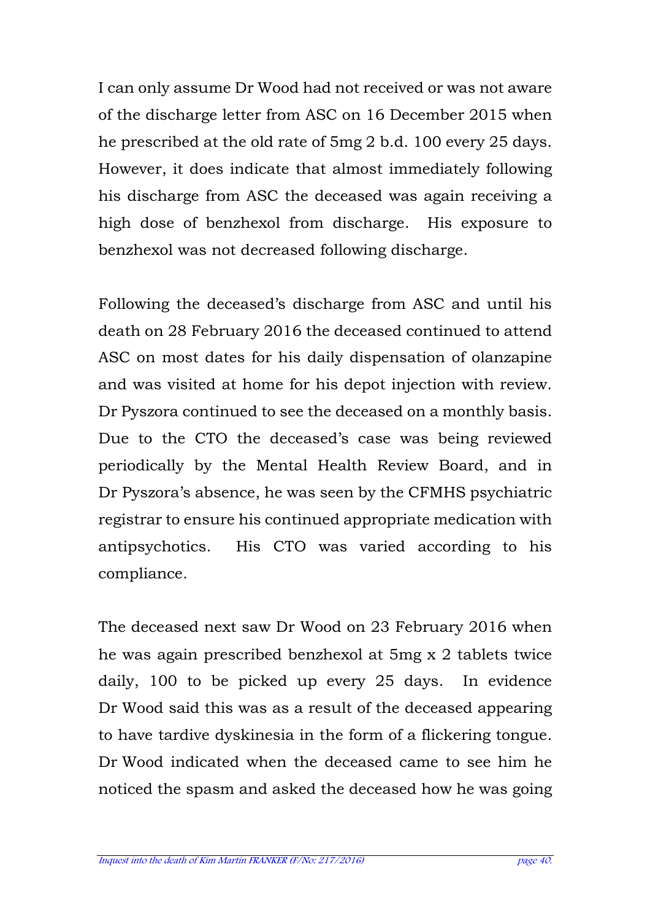I can only assume Dr Wood had not received or was not aware of the discharge letter from ASC on 16 December 2015 when he prescribed at the old rate of 5mg 2 b.d. 100 every 25 days. However, it does indicate that almost immediately following his discharge from ASC the deceased was again receiving a high dose of benzhexol from discharge. His exposure to benzhexol was not decreased following discharge.

Following the deceased's discharge from ASC and until his death on 28 February 2016 the deceased continued to attend ASC on most dates for his daily dispensation of olanzapine and was visited at home for his depot injection with review. Dr Pyszora continued to see the deceased on a monthly basis. Due to the CTO the deceased's case was being reviewed periodically by the Mental Health Review Board, and in Dr Pyszora's absence, he was seen by the CFMHS psychiatric registrar to ensure his continued appropriate medication with antipsychotics. His CTO was varied according to his compliance.

The deceased next saw Dr Wood on 23 February 2016 when he was again prescribed benzhexol at 5mg x 2 tablets twice daily, 100 to be picked up every 25 days. In evidence Dr Wood said this was as a result of the deceased appearing to have tardive dyskinesia in the form of a flickering tongue. Dr Wood indicated when the deceased came to see him he noticed the spasm and asked the deceased how he was going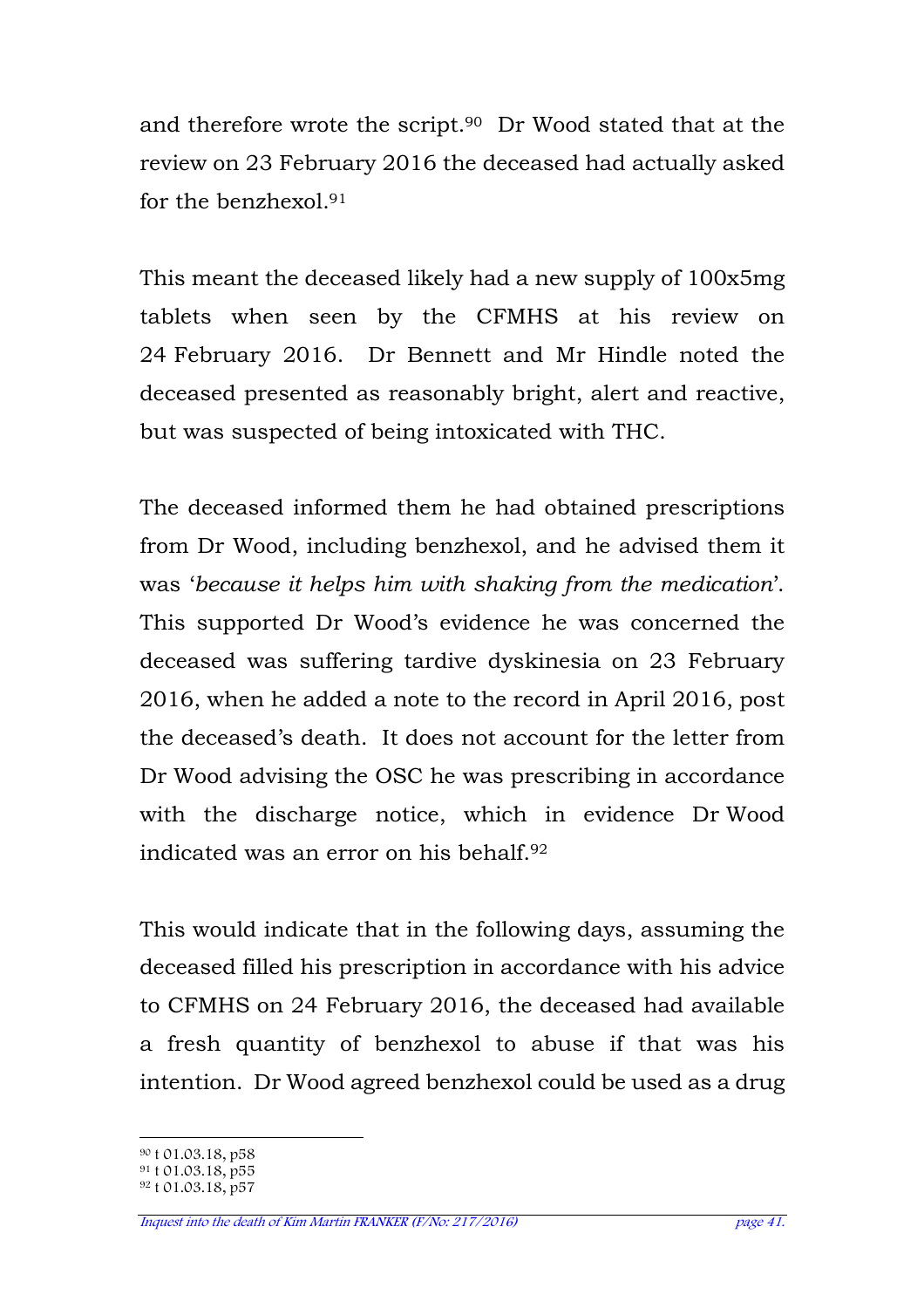and therefore wrote the script.[90] Dr Wood stated that at the review on 23 February 2016 the deceased had actually asked for the benzhexol.[91]

This meant the deceased likely had a new supply of 100x5mg tablets when seen by the CFMHS at his review on 24 February 2016. Dr Bennett and Mr Hindle noted the deceased presented as reasonably bright, alert and reactive, but was suspected of being intoxicated with THC.

The deceased informed them he had obtained prescriptions from Dr Wood, including benzhexol, and he advised them it was '*because it helps him with shaking from the medication*'. This supported Dr Wood's evidence he was concerned the deceased was suffering tardive dyskinesia on 23 February 2016, when he added a note to the record in April 2016, post the deceased's death. It does not account for the letter from Dr Wood advising the OSC he was prescribing in accordance with the discharge notice, which in evidence Dr Wood indicated was an error on his behalf.[92]

This would indicate that in the following days, assuming the deceased filled his prescription in accordance with his advice to CFMHS on 24 February 2016, the deceased had available a fresh quantity of benzhexol to abuse if that was his intention. Dr Wood agreed benzhexol could be used as a drug

---

[90] t 01.03.18, p58

[91] t 01.03.18, p55

[92] t 01.03.18, p57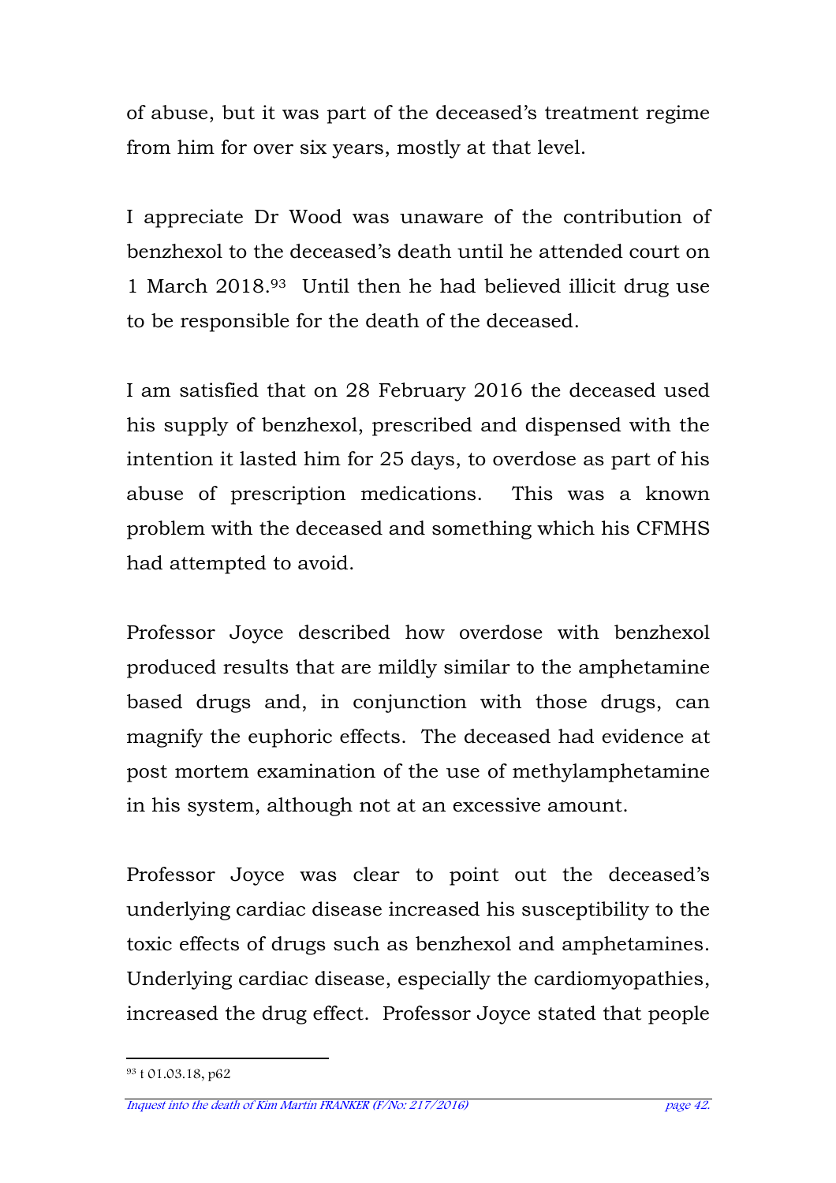of abuse, but it was part of the deceased's treatment regime from him for over six years, mostly at that level.

I appreciate Dr Wood was unaware of the contribution of benzhexol to the deceased's death until he attended court on 1 March 2018.[93] Until then he had believed illicit drug use to be responsible for the death of the deceased.

I am satisfied that on 28 February 2016 the deceased used his supply of benzhexol, prescribed and dispensed with the intention it lasted him for 25 days, to overdose as part of his abuse of prescription medications. This was a known problem with the deceased and something which his CFMHS had attempted to avoid.

Professor Joyce described how overdose with benzhexol produced results that are mildly similar to the amphetamine based drugs and, in conjunction with those drugs, can magnify the euphoric effects. The deceased had evidence at post mortem examination of the use of methylamphetamine in his system, although not at an excessive amount.

Professor Joyce was clear to point out the deceased's underlying cardiac disease increased his susceptibility to the toxic effects of drugs such as benzhexol and amphetamines. Underlying cardiac disease, especially the cardiomyopathies, increased the drug effect. Professor Joyce stated that people

---

[93] t 01.03.18, p62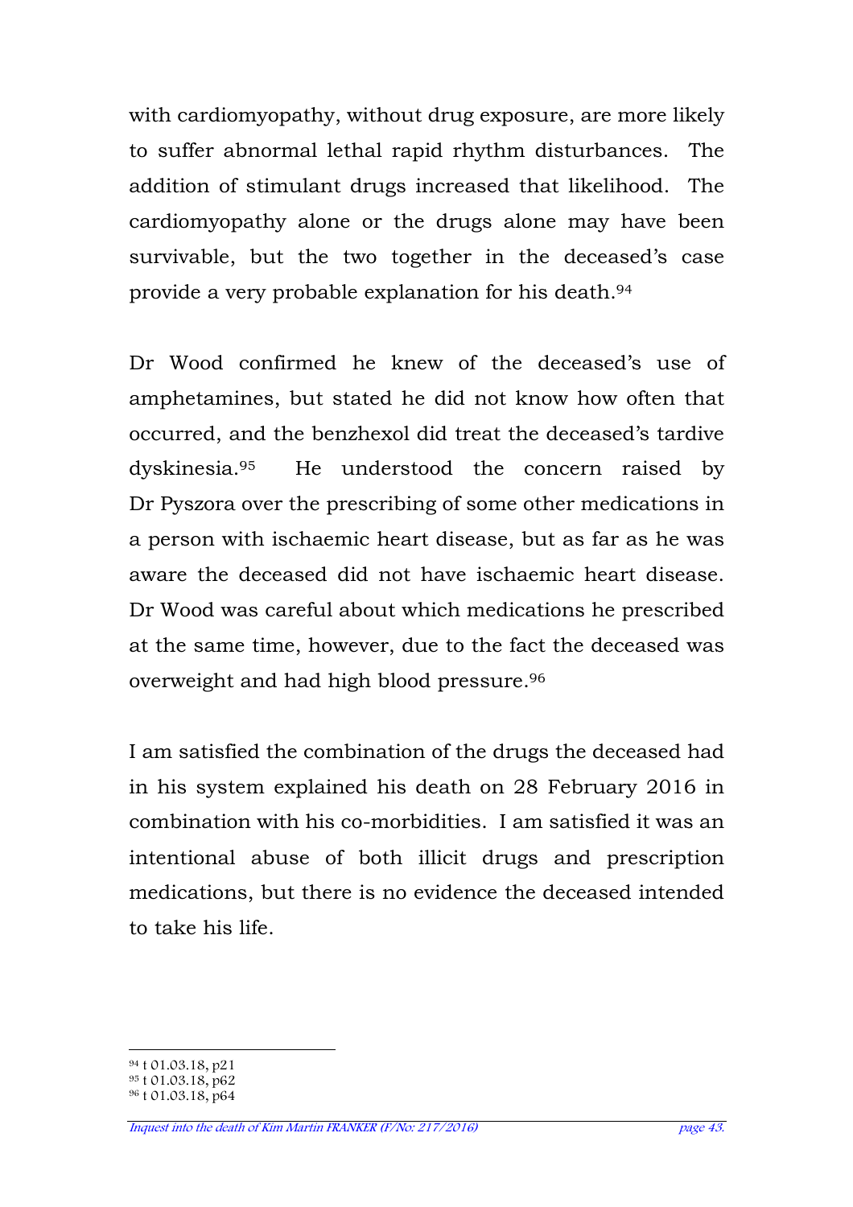with cardiomyopathy, without drug exposure, are more likely to suffer abnormal lethal rapid rhythm disturbances. The addition of stimulant drugs increased that likelihood. The cardiomyopathy alone or the drugs alone may have been survivable, but the two together in the deceased's case provide a very probable explanation for his death.[94]

Dr Wood confirmed he knew of the deceased's use of amphetamines, but stated he did not know how often that occurred, and the benzhexol did treat the deceased's tardive dyskinesia.[95] He understood the concern raised by Dr Pyszora over the prescribing of some other medications in a person with ischaemic heart disease, but as far as he was aware the deceased did not have ischaemic heart disease. Dr Wood was careful about which medications he prescribed at the same time, however, due to the fact the deceased was overweight and had high blood pressure.[96]

I am satisfied the combination of the drugs the deceased had in his system explained his death on 28 February 2016 in combination with his co-morbidities. I am satisfied it was an intentional abuse of both illicit drugs and prescription medications, but there is no evidence the deceased intended to take his life.

---

[94] t 01.03.18, p21
[95] t 01.03.18, p62
[96] t 01.03.18, p64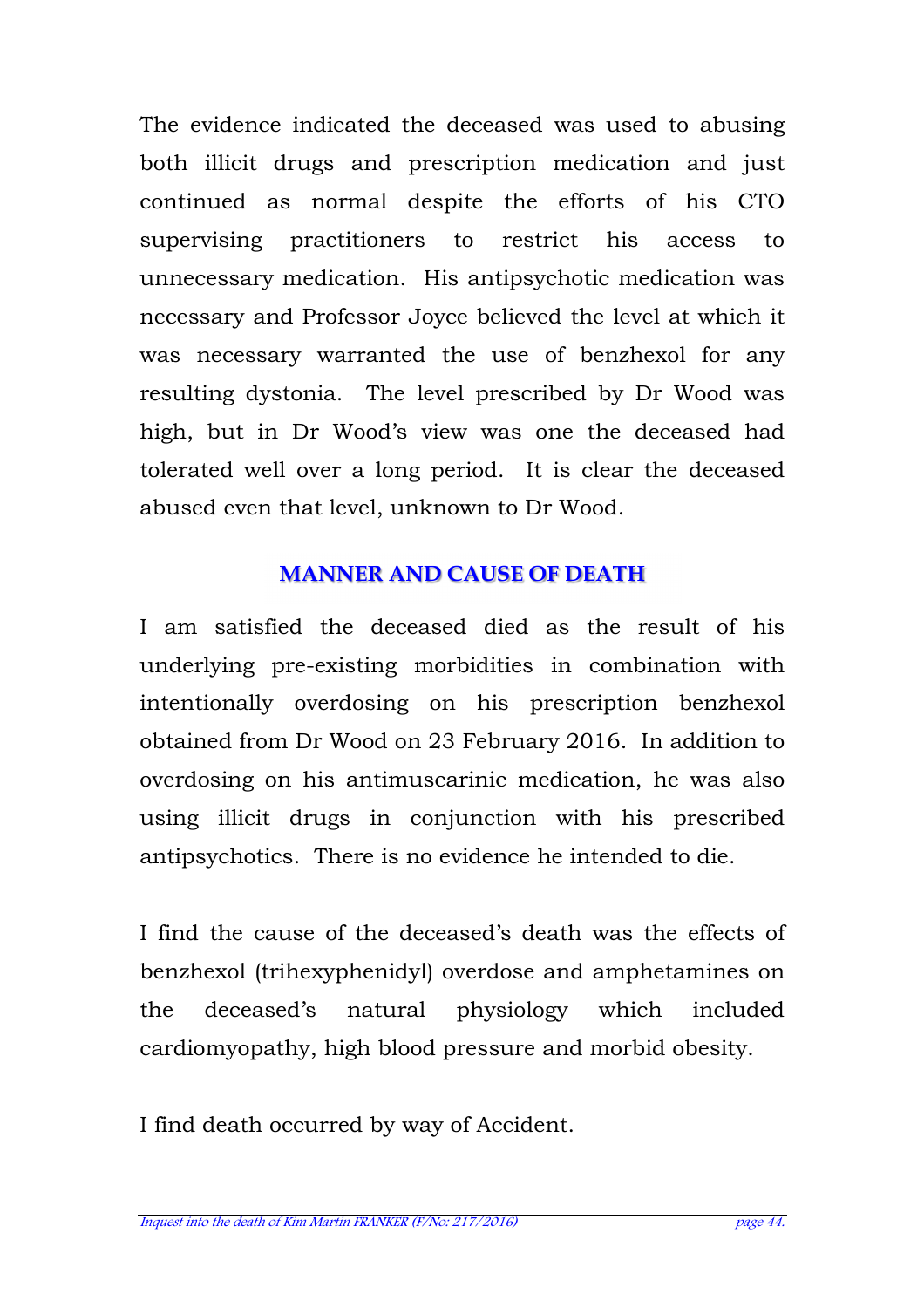The evidence indicated the deceased was used to abusing both illicit drugs and prescription medication and just continued as normal despite the efforts of his CTO supervising practitioners to restrict his access to unnecessary medication. His antipsychotic medication was necessary and Professor Joyce believed the level at which it was necessary warranted the use of benzhexol for any resulting dystonia. The level prescribed by Dr Wood was high, but in Dr Wood's view was one the deceased had tolerated well over a long period. It is clear the deceased abused even that level, unknown to Dr Wood.

## MANNER AND CAUSE OF DEATH

I am satisfied the deceased died as the result of his underlying pre-existing morbidities in combination with intentionally overdosing on his prescription benzhexol obtained from Dr Wood on 23 February 2016. In addition to overdosing on his antimuscarinic medication, he was also using illicit drugs in conjunction with his prescribed antipsychotics. There is no evidence he intended to die.

I find the cause of the deceased's death was the effects of benzhexol (trihexyphenidyl) overdose and amphetamines on the deceased's natural physiology which included cardiomyopathy, high blood pressure and morbid obesity.

I find death occurred by way of Accident.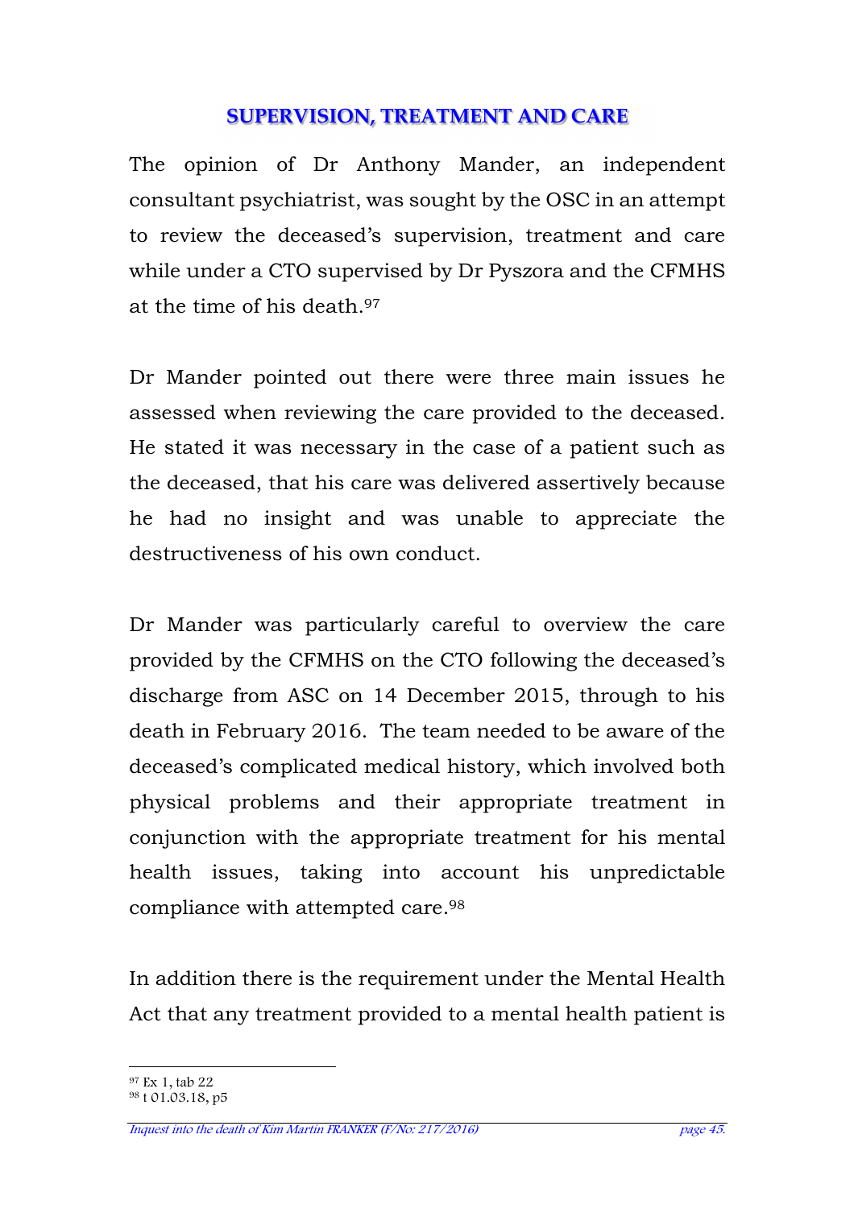## SUPERVISION, TREATMENT AND CARE

The opinion of Dr Anthony Mander, an independent consultant psychiatrist, was sought by the OSC in an attempt to review the deceased's supervision, treatment and care while under a CTO supervised by Dr Pyszora and the CFMHS at the time of his death.[97]

Dr Mander pointed out there were three main issues he assessed when reviewing the care provided to the deceased. He stated it was necessary in the case of a patient such as the deceased, that his care was delivered assertively because he had no insight and was unable to appreciate the destructiveness of his own conduct.

Dr Mander was particularly careful to overview the care provided by the CFMHS on the CTO following the deceased's discharge from ASC on 14 December 2015, through to his death in February 2016. The team needed to be aware of the deceased's complicated medical history, which involved both physical problems and their appropriate treatment in conjunction with the appropriate treatment for his mental health issues, taking into account his unpredictable compliance with attempted care.[98]

In addition there is the requirement under the Mental Health Act that any treatment provided to a mental health patient is

---

[97] Ex 1, tab 22
[98] t 01.03.18, p5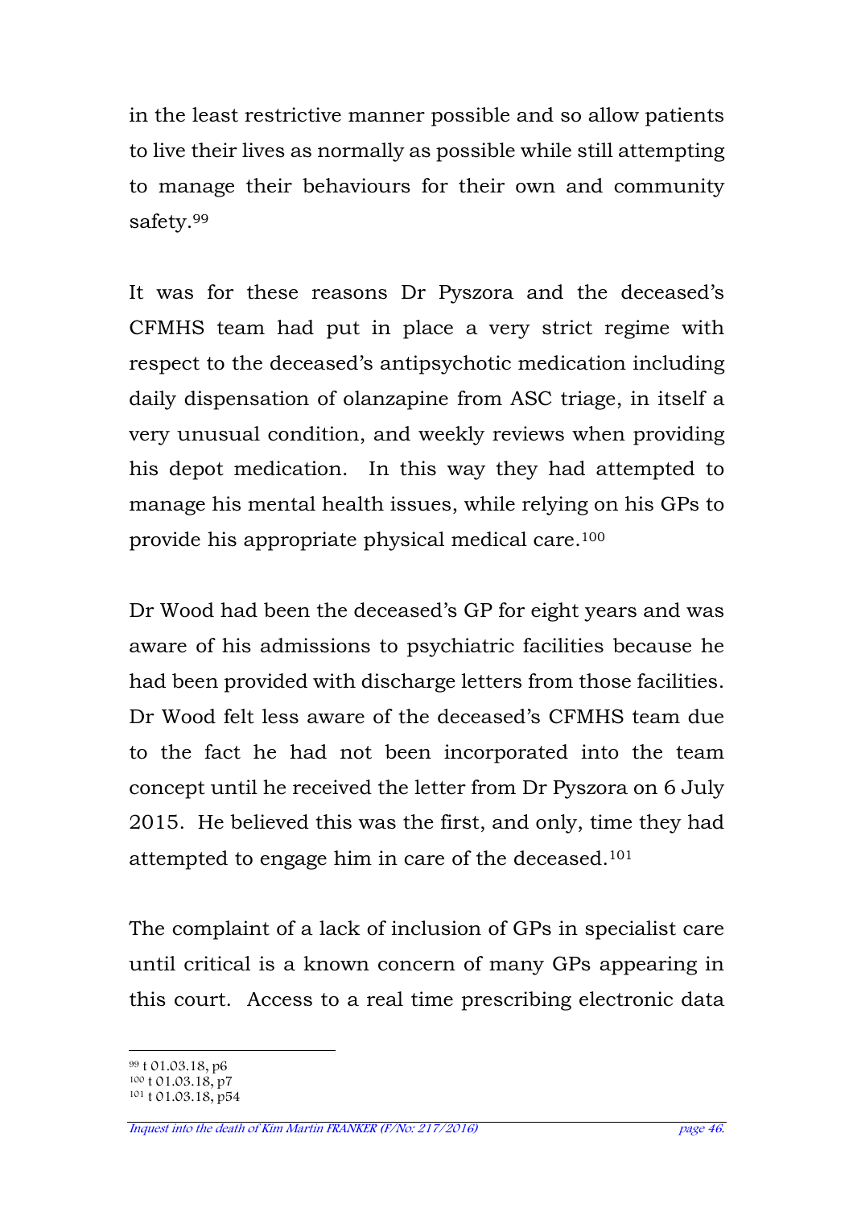in the least restrictive manner possible and so allow patients to live their lives as normally as possible while still attempting to manage their behaviours for their own and community safety.[99]

It was for these reasons Dr Pyszora and the deceased's CFMHS team had put in place a very strict regime with respect to the deceased's antipsychotic medication including daily dispensation of olanzapine from ASC triage, in itself a very unusual condition, and weekly reviews when providing his depot medication. In this way they had attempted to manage his mental health issues, while relying on his GPs to provide his appropriate physical medical care.[100]

Dr Wood had been the deceased's GP for eight years and was aware of his admissions to psychiatric facilities because he had been provided with discharge letters from those facilities. Dr Wood felt less aware of the deceased's CFMHS team due to the fact he had not been incorporated into the team concept until he received the letter from Dr Pyszora on 6 July 2015. He believed this was the first, and only, time they had attempted to engage him in care of the deceased.[101]

The complaint of a lack of inclusion of GPs in specialist care until critical is a known concern of many GPs appearing in this court. Access to a real time prescribing electronic data

---

[99] t 01.03.18, p6
[100] t 01.03.18, p7
[101] t 01.03.18, p54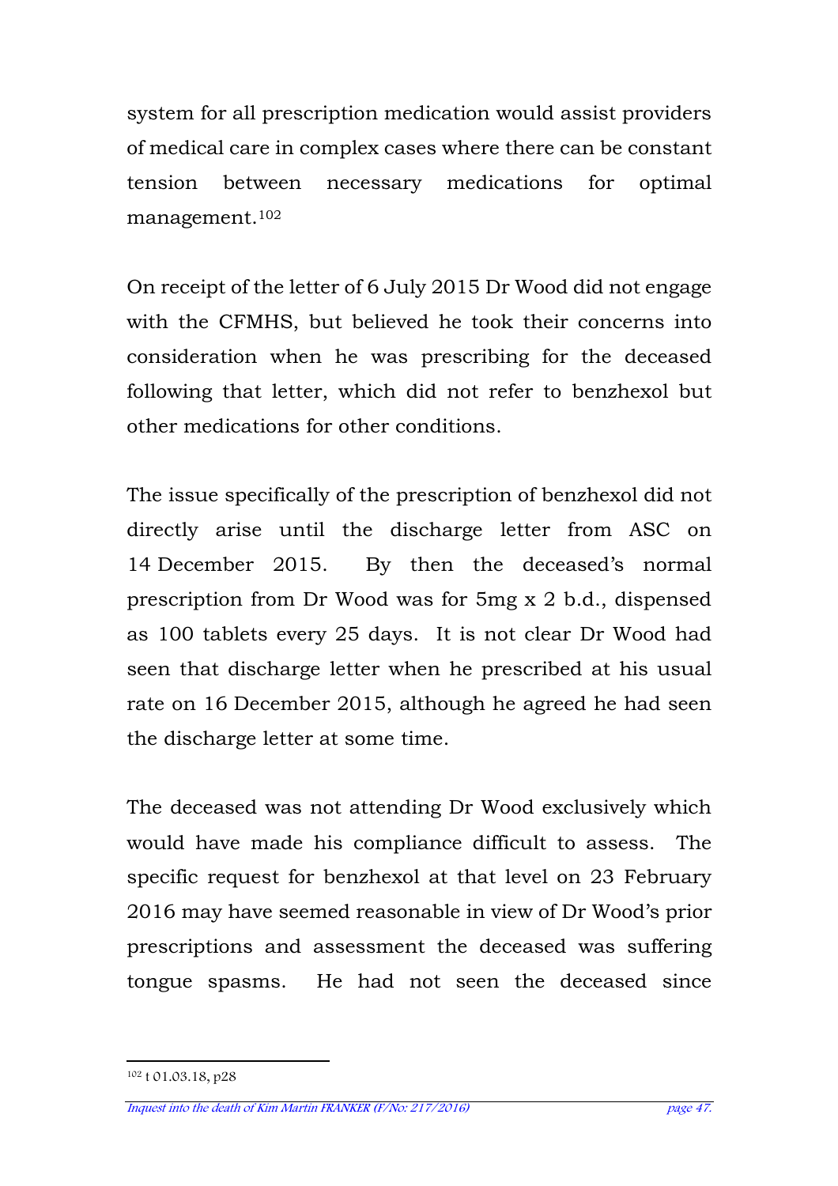system for all prescription medication would assist providers of medical care in complex cases where there can be constant tension between necessary medications for optimal management.[102]

On receipt of the letter of 6 July 2015 Dr Wood did not engage with the CFMHS, but believed he took their concerns into consideration when he was prescribing for the deceased following that letter, which did not refer to benzhexol but other medications for other conditions.

The issue specifically of the prescription of benzhexol did not directly arise until the discharge letter from ASC on 14 December 2015. By then the deceased's normal prescription from Dr Wood was for 5mg x 2 b.d., dispensed as 100 tablets every 25 days. It is not clear Dr Wood had seen that discharge letter when he prescribed at his usual rate on 16 December 2015, although he agreed he had seen the discharge letter at some time.

The deceased was not attending Dr Wood exclusively which would have made his compliance difficult to assess. The specific request for benzhexol at that level on 23 February 2016 may have seemed reasonable in view of Dr Wood's prior prescriptions and assessment the deceased was suffering tongue spasms. He had not seen the deceased since

[102] t 01.03.18, p28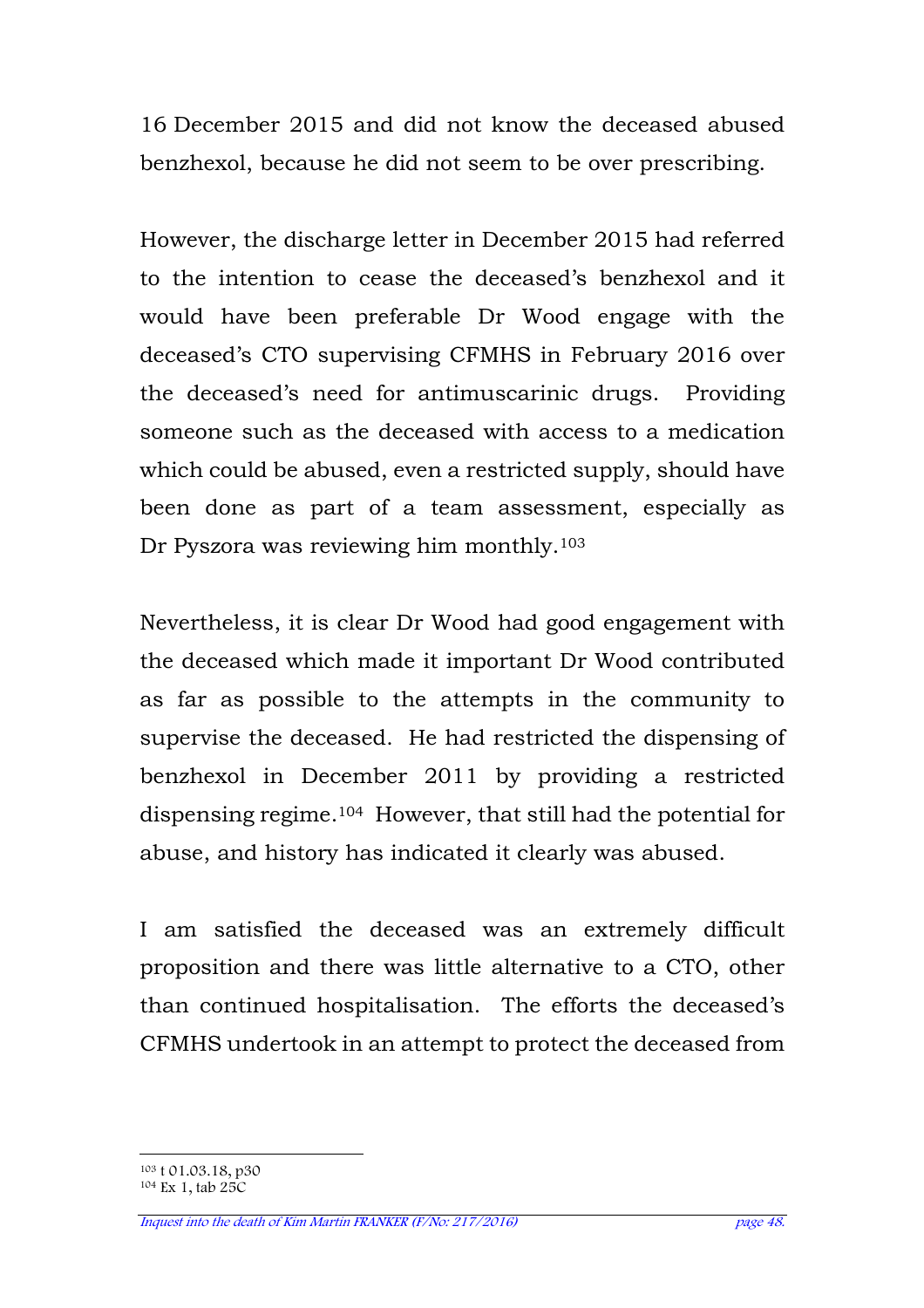16 December 2015 and did not know the deceased abused benzhexol, because he did not seem to be over prescribing.

However, the discharge letter in December 2015 had referred to the intention to cease the deceased's benzhexol and it would have been preferable Dr Wood engage with the deceased's CTO supervising CFMHS in February 2016 over the deceased's need for antimuscarinic drugs. Providing someone such as the deceased with access to a medication which could be abused, even a restricted supply, should have been done as part of a team assessment, especially as Dr Pyszora was reviewing him monthly.[103]

Nevertheless, it is clear Dr Wood had good engagement with the deceased which made it important Dr Wood contributed as far as possible to the attempts in the community to supervise the deceased. He had restricted the dispensing of benzhexol in December 2011 by providing a restricted dispensing regime.[104] However, that still had the potential for abuse, and history has indicated it clearly was abused.

I am satisfied the deceased was an extremely difficult proposition and there was little alternative to a CTO, other than continued hospitalisation. The efforts the deceased's CFMHS undertook in an attempt to protect the deceased from

[103] t 01.03.18, p30

[104] Ex 1, tab 25C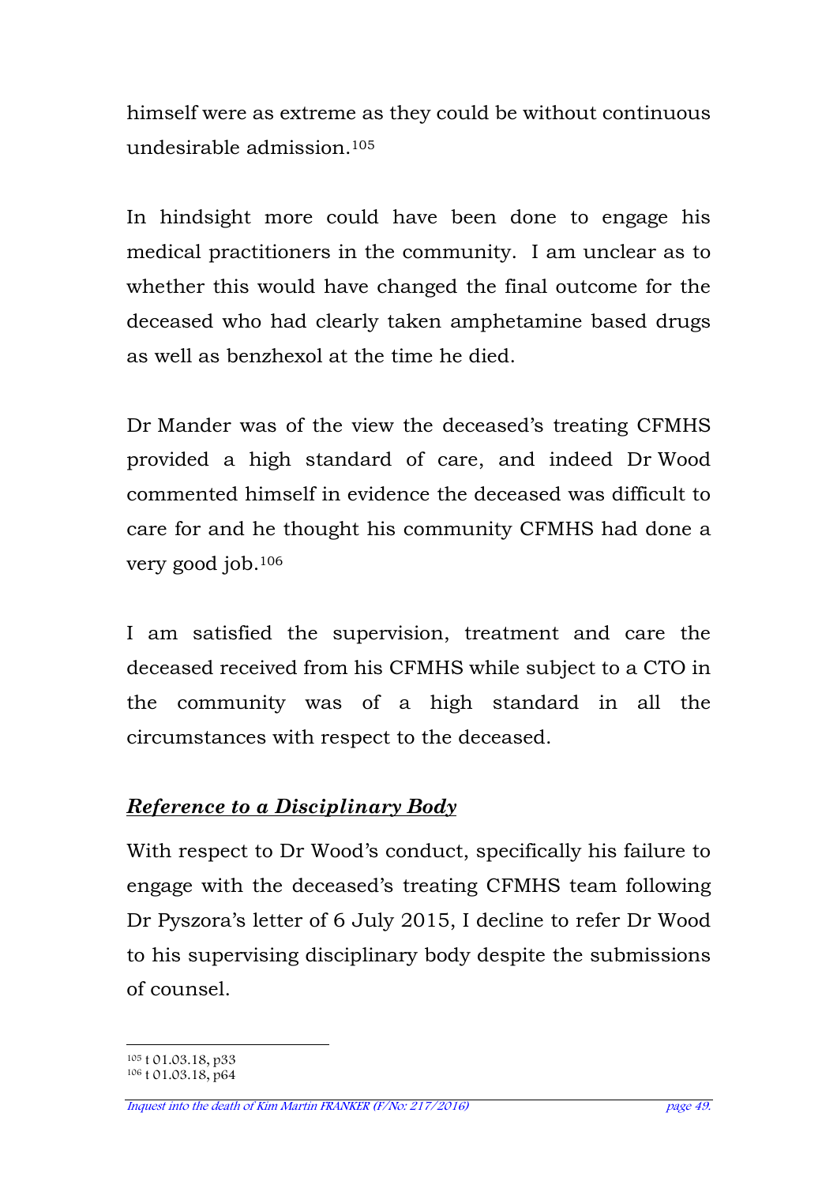himself were as extreme as they could be without continuous undesirable admission.[105]

In hindsight more could have been done to engage his medical practitioners in the community. I am unclear as to whether this would have changed the final outcome for the deceased who had clearly taken amphetamine based drugs as well as benzhexol at the time he died.

Dr Mander was of the view the deceased's treating CFMHS provided a high standard of care, and indeed Dr Wood commented himself in evidence the deceased was difficult to care for and he thought his community CFMHS had done a very good job.[106]

I am satisfied the supervision, treatment and care the deceased received from his CFMHS while subject to a CTO in the community was of a high standard in all the circumstances with respect to the deceased.

## ***Reference to a Disciplinary Body***

With respect to Dr Wood's conduct, specifically his failure to engage with the deceased's treating CFMHS team following Dr Pyszora's letter of 6 July 2015, I decline to refer Dr Wood to his supervising disciplinary body despite the submissions of counsel.

---

[105] t 01.03.18, p33

[106] t 01.03.18, p64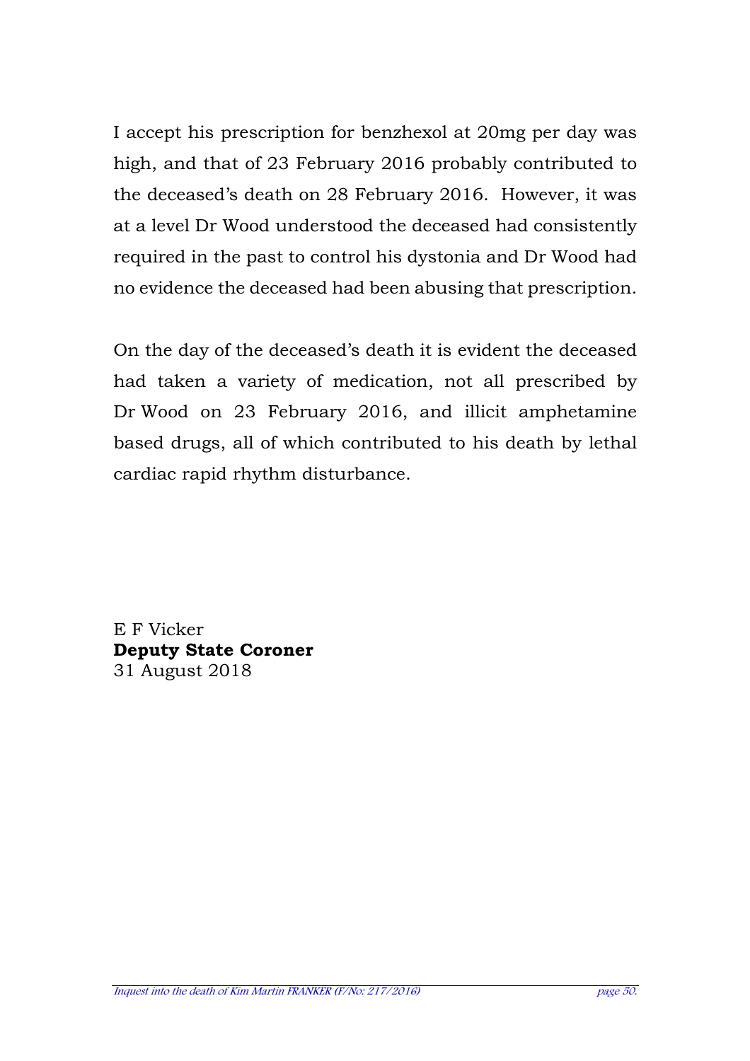I accept his prescription for benzhexol at 20mg per day was high, and that of 23 February 2016 probably contributed to the deceased's death on 28 February 2016. However, it was at a level Dr Wood understood the deceased had consistently required in the past to control his dystonia and Dr Wood had no evidence the deceased had been abusing that prescription.

On the day of the deceased's death it is evident the deceased had taken a variety of medication, not all prescribed by Dr Wood on 23 February 2016, and illicit amphetamine based drugs, all of which contributed to his death by lethal cardiac rapid rhythm disturbance.

E F Vicker
**Deputy State Coroner**
31 August 2018